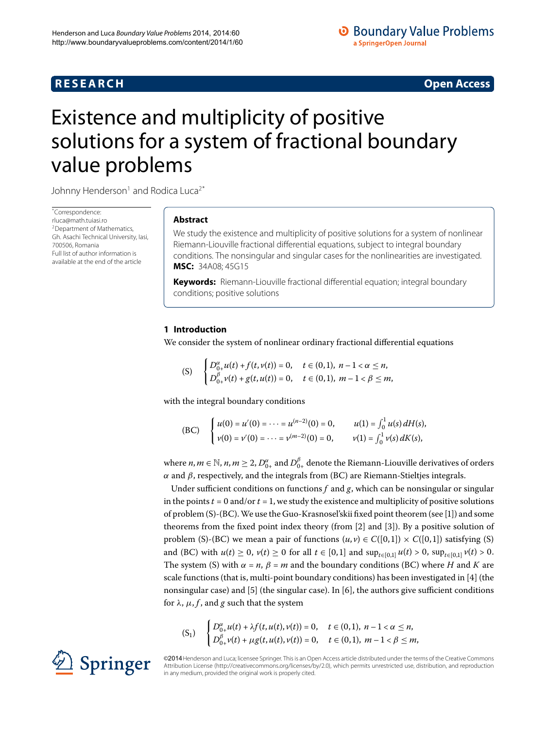# Existence and multiplicity of positive solutions for a system of fractional boundary value problems

Johnny Henderson[1] and Rodica Luca[2*]

*Correspondence: rluca@math.tuiasi.ro
[2]Department of Mathematics, Gh. Asachi Technical University, Iasi, 700506, Romania
Full list of author information is available at the end of the article

## Abstract

We study the existence and multiplicity of positive solutions for a system of nonlinear Riemann-Liouville fractional differential equations, subject to integral boundary conditions. The nonsingular and singular cases for the nonlinearities are investigated.

**MSC:** 34A08; 45G15

**Keywords:** Riemann-Liouville fractional differential equation; integral boundary conditions; positive solutions

## 1 Introduction

We consider the system of nonlinear ordinary fractional differential equations

$$
\text{(S)}\qquad \begin{cases} D_{0+}^{\alpha}u(t) + f(t, v(t)) = 0, & t \in (0,1),\ n-1 < \alpha \le n, \\ D_{0+}^{\beta}v(t) + g(t, u(t)) = 0, & t \in (0,1),\ m-1 < \beta \le m, \end{cases}
$$

with the integral boundary conditions

$$
\text{(BC)}\qquad \begin{cases} u(0) = u'(0) = \cdots = u^{(n-2)}(0) = 0, & u(1) = \int_0^1 u(s)\,dH(s), \\ v(0) = v'(0) = \cdots = v^{(m-2)}(0) = 0, & v(1) = \int_0^1 v(s)\,dK(s), \end{cases}
$$

where $n, m \in \mathbb{N}$, $n, m \ge 2$, $D_{0+}^{\alpha}$ and $D_{0+}^{\beta}$ denote the Riemann-Liouville derivatives of orders $\alpha$ and $\beta$, respectively, and the integrals from (BC) are Riemann-Stieltjes integrals.

Under sufficient conditions on functions $f$ and $g$, which can be nonsingular or singular in the points $t = 0$ and/or $t = 1$, we study the existence and multiplicity of positive solutions of problem (S)-(BC). We use the Guo-Krasnosel'skii fixed point theorem (see [1]) and some theorems from the fixed point index theory (from [2] and [3]). By a positive solution of problem (S)-(BC) we mean a pair of functions $(u, v) \in C([0,1]) \times C([0,1])$ satisfying (S) and (BC) with $u(t) \ge 0$, $v(t) \ge 0$ for all $t \in [0,1]$ and $\sup_{t\in[0,1]} u(t) > 0$, $\sup_{t\in[0,1]} v(t) > 0$. The system (S) with $\alpha = n$, $\beta = m$ and the boundary conditions (BC) where $H$ and $K$ are scale functions (that is, multi-point boundary conditions) has been investigated in [4] (the nonsingular case) and [5] (the singular case). In [6], the authors give sufficient conditions for $\lambda$, $\mu$, $f$, and $g$ such that the system

$$
(\mathrm{S}_1)\qquad \begin{cases} D_{0+}^{\alpha}u(t) + \lambda f(t, u(t), v(t)) = 0, & t \in (0,1),\ n-1 < \alpha \le n, \\ D_{0+}^{\beta}v(t) + \mu g(t, u(t), v(t)) = 0, & t \in (0,1),\ m-1 < \beta \le m, \end{cases}
$$

©2014 Henderson and Luca; licensee Springer. This is an Open Access article distributed under the terms of the Creative Commons Attribution License (http://creativecommons.org/licenses/by/2.0), which permits unrestricted use, distribution, and reproduction in any medium, provided the original work is properly cited.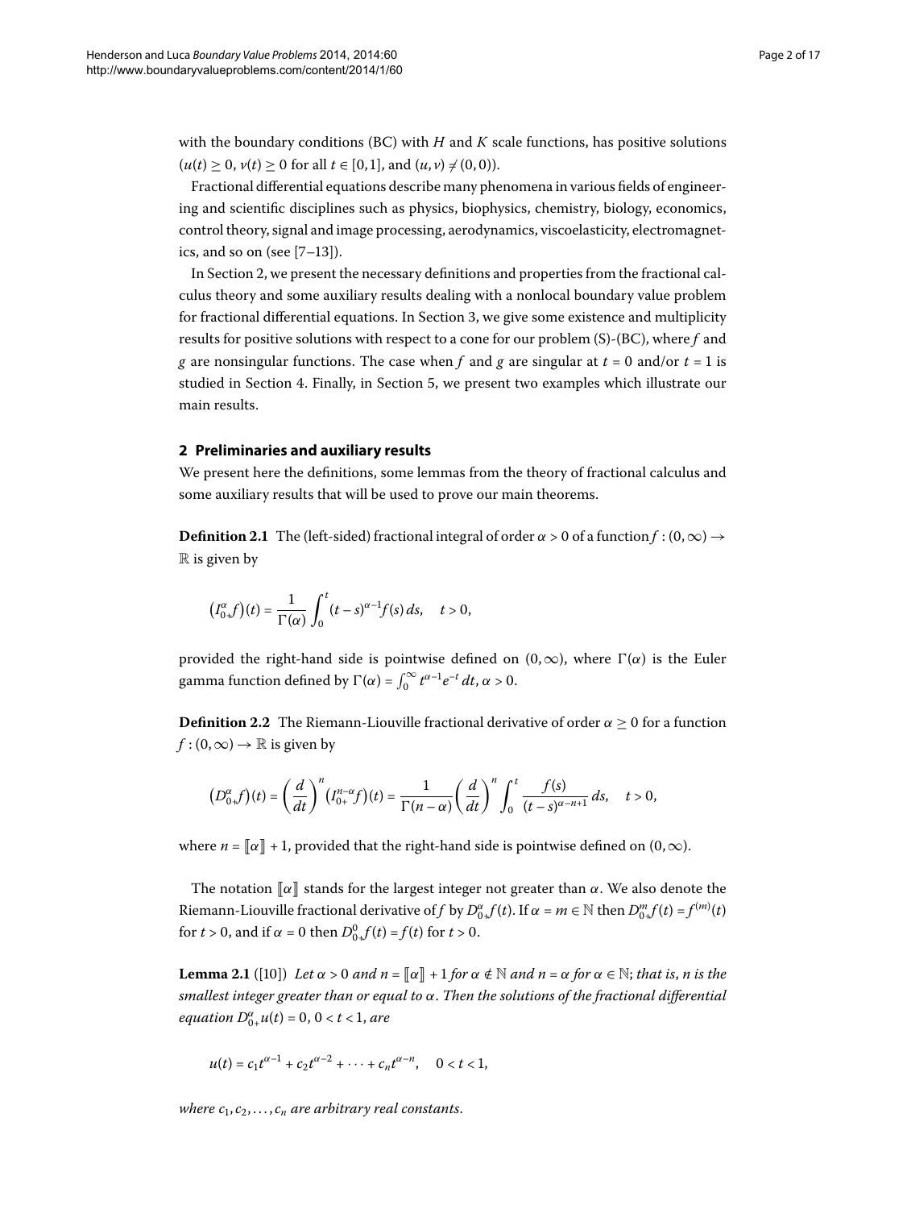with the boundary conditions (BC) with $H$ and $K$ scale functions, has positive solutions ($u(t) \geq 0$, $v(t) \geq 0$ for all $t \in [0,1]$, and $(u,v) \neq (0,0)$).

Fractional differential equations describe many phenomena in various fields of engineering and scientific disciplines such as physics, biophysics, chemistry, biology, economics, control theory, signal and image processing, aerodynamics, viscoelasticity, electromagnetics, and so on (see [7–13]).

In Section 2, we present the necessary definitions and properties from the fractional calculus theory and some auxiliary results dealing with a nonlocal boundary value problem for fractional differential equations. In Section 3, we give some existence and multiplicity results for positive solutions with respect to a cone for our problem (S)-(BC), where $f$ and $g$ are nonsingular functions. The case when $f$ and $g$ are singular at $t = 0$ and/or $t = 1$ is studied in Section 4. Finally, in Section 5, we present two examples which illustrate our main results.

## 2 Preliminaries and auxiliary results

We present here the definitions, some lemmas from the theory of fractional calculus and some auxiliary results that will be used to prove our main theorems.

**Definition 2.1** The (left-sided) fractional integral of order $\alpha > 0$ of a function $f : (0,\infty) \to \mathbb{R}$ is given by

$$\left(I_{0+}^{\alpha} f\right)(t) = \frac{1}{\Gamma(\alpha)} \int_0^t (t-s)^{\alpha-1} f(s)\, ds, \quad t > 0,$$

provided the right-hand side is pointwise defined on $(0,\infty)$, where $\Gamma(\alpha)$ is the Euler gamma function defined by $\Gamma(\alpha) = \int_0^\infty t^{\alpha-1} e^{-t}\, dt$, $\alpha > 0$.

**Definition 2.2** The Riemann-Liouville fractional derivative of order $\alpha \geq 0$ for a function $f : (0,\infty) \to \mathbb{R}$ is given by

$$\left(D_{0+}^{\alpha} f\right)(t) = \left(\frac{d}{dt}\right)^n \left(I_{0+}^{n-\alpha} f\right)(t) = \frac{1}{\Gamma(n-\alpha)} \left(\frac{d}{dt}\right)^n \int_0^t \frac{f(s)}{(t-s)^{\alpha-n+1}}\, ds, \quad t > 0,$$

where $n = [\![\alpha]\!] + 1$, provided that the right-hand side is pointwise defined on $(0,\infty)$.

The notation $[\![\alpha]\!]$ stands for the largest integer not greater than $\alpha$. We also denote the Riemann-Liouville fractional derivative of $f$ by $D_{0+}^{\alpha} f(t)$. If $\alpha = m \in \mathbb{N}$ then $D_{0+}^{m} f(t) = f^{(m)}(t)$ for $t > 0$, and if $\alpha = 0$ then $D_{0+}^{0} f(t) = f(t)$ for $t > 0$.

**Lemma 2.1** ([10]) *Let $\alpha > 0$ and $n = [\![\alpha]\!] + 1$ for $\alpha \notin \mathbb{N}$ and $n = \alpha$ for $\alpha \in \mathbb{N}$; that is, $n$ is the smallest integer greater than or equal to $\alpha$. Then the solutions of the fractional differential equation $D_{0+}^{\alpha} u(t) = 0$, $0 < t < 1$, are*

$$u(t) = c_1 t^{\alpha-1} + c_2 t^{\alpha-2} + \cdots + c_n t^{\alpha-n}, \quad 0 < t < 1,$$

*where $c_1, c_2, \ldots, c_n$ are arbitrary real constants.*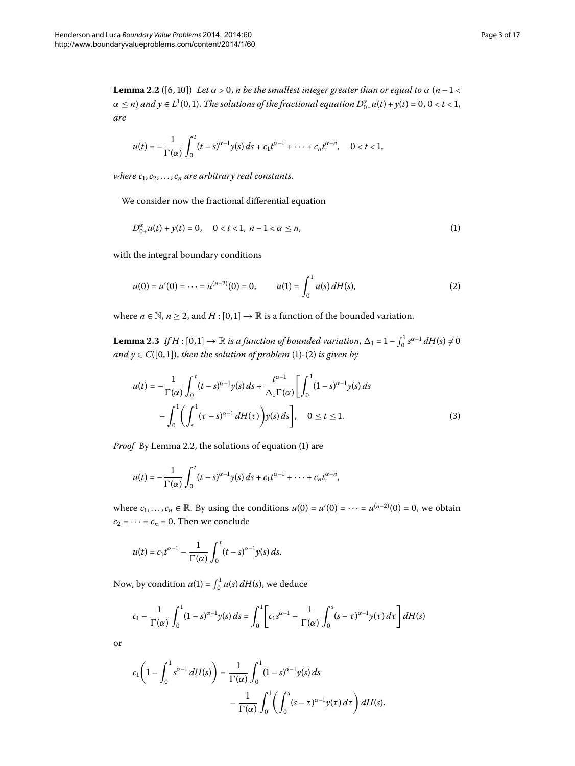**Lemma 2.2** ([6, 10]) *Let $\alpha > 0$, $n$ be the smallest integer greater than or equal to $\alpha$ ($n-1 < \alpha \leq n$) and $y \in L^1(0,1)$. The solutions of the fractional equation $D^\alpha_{0+}u(t) + y(t) = 0$, $0 < t < 1$, are*

$$u(t) = -\frac{1}{\Gamma(\alpha)}\int_0^t (t-s)^{\alpha-1}y(s)\,ds + c_1 t^{\alpha-1} + \cdots + c_n t^{\alpha-n}, \quad 0 < t < 1,$$

*where $c_1, c_2, \ldots, c_n$ are arbitrary real constants.*

We consider now the fractional differential equation

$$D^\alpha_{0+}u(t) + y(t) = 0, \quad 0 < t < 1,\ n-1 < \alpha \leq n, \tag{1}$$

with the integral boundary conditions

$$u(0) = u'(0) = \cdots = u^{(n-2)}(0) = 0, \qquad u(1) = \int_0^1 u(s)\,dH(s), \tag{2}$$

where $n \in \mathbb{N}$, $n \geq 2$, and $H : [0,1] \to \mathbb{R}$ is a function of the bounded variation.

**Lemma 2.3** *If $H : [0,1] \to \mathbb{R}$ is a function of bounded variation, $\Delta_1 = 1 - \int_0^1 s^{\alpha-1}\,dH(s) \neq 0$ and $y \in C([0,1])$, then the solution of problem (1)-(2) is given by*

$$\begin{aligned} u(t) = {} & -\frac{1}{\Gamma(\alpha)}\int_0^t (t-s)^{\alpha-1}y(s)\,ds + \frac{t^{\alpha-1}}{\Delta_1\Gamma(\alpha)}\biggl[\int_0^1 (1-s)^{\alpha-1}y(s)\,ds \\ & - \int_0^1 \biggl(\int_s^1 (\tau-s)^{\alpha-1}\,dH(\tau)\biggr)y(s)\,ds\biggr], \quad 0 \leq t \leq 1. \end{aligned} \tag{3}$$

*Proof* By Lemma 2.2, the solutions of equation (1) are

$$u(t) = -\frac{1}{\Gamma(\alpha)}\int_0^t (t-s)^{\alpha-1}y(s)\,ds + c_1 t^{\alpha-1} + \cdots + c_n t^{\alpha-n},$$

where $c_1, \ldots, c_n \in \mathbb{R}$. By using the conditions $u(0) = u'(0) = \cdots = u^{(n-2)}(0) = 0$, we obtain $c_2 = \cdots = c_n = 0$. Then we conclude

$$u(t) = c_1 t^{\alpha-1} - \frac{1}{\Gamma(\alpha)}\int_0^t (t-s)^{\alpha-1}y(s)\,ds.$$

Now, by condition $u(1) = \int_0^1 u(s)\,dH(s)$, we deduce

$$c_1 - \frac{1}{\Gamma(\alpha)}\int_0^1 (1-s)^{\alpha-1}y(s)\,ds = \int_0^1 \biggl[c_1 s^{\alpha-1} - \frac{1}{\Gamma(\alpha)}\int_0^s (s-\tau)^{\alpha-1}y(\tau)\,d\tau\biggr]\,dH(s)$$

or

$$\begin{aligned} c_1\biggl(1 - \int_0^1 s^{\alpha-1}\,dH(s)\biggr) = {} & \frac{1}{\Gamma(\alpha)}\int_0^1 (1-s)^{\alpha-1}y(s)\,ds \\ & - \frac{1}{\Gamma(\alpha)}\int_0^1 \biggl(\int_0^s (s-\tau)^{\alpha-1}y(\tau)\,d\tau\biggr)\,dH(s). \end{aligned}$$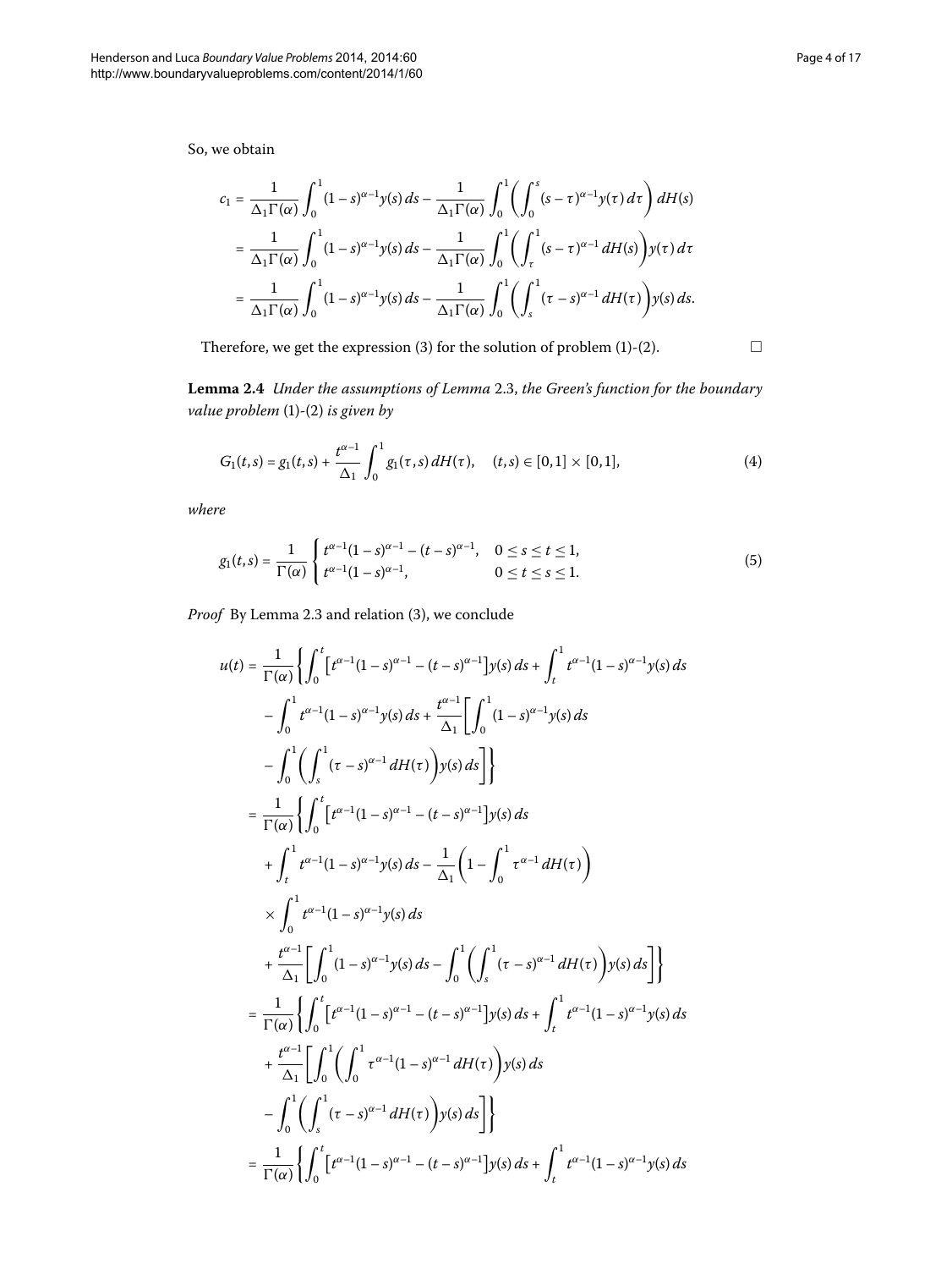So, we obtain

$$\begin{aligned}
c_1 &= \frac{1}{\Delta_1 \Gamma(\alpha)} \int_0^1 (1-s)^{\alpha-1} y(s)\, ds - \frac{1}{\Delta_1 \Gamma(\alpha)} \int_0^1 \left( \int_0^s (s-\tau)^{\alpha-1} y(\tau)\, d\tau \right) dH(s) \\
&= \frac{1}{\Delta_1 \Gamma(\alpha)} \int_0^1 (1-s)^{\alpha-1} y(s)\, ds - \frac{1}{\Delta_1 \Gamma(\alpha)} \int_0^1 \left( \int_\tau^1 (s-\tau)^{\alpha-1}\, dH(s) \right) y(\tau)\, d\tau \\
&= \frac{1}{\Delta_1 \Gamma(\alpha)} \int_0^1 (1-s)^{\alpha-1} y(s)\, ds - \frac{1}{\Delta_1 \Gamma(\alpha)} \int_0^1 \left( \int_s^1 (\tau-s)^{\alpha-1}\, dH(\tau) \right) y(s)\, ds.
\end{aligned}$$

Therefore, we get the expression (3) for the solution of problem (1)-(2). □

**Lemma 2.4** *Under the assumptions of Lemma* 2.3, *the Green's function for the boundary value problem* (1)-(2) *is given by*

$$G_1(t,s) = g_1(t,s) + \frac{t^{\alpha-1}}{\Delta_1} \int_0^1 g_1(\tau,s)\, dH(\tau), \quad (t,s) \in [0,1] \times [0,1], \tag{4}$$

*where*

$$g_1(t,s) = \frac{1}{\Gamma(\alpha)} \begin{cases} t^{\alpha-1}(1-s)^{\alpha-1} - (t-s)^{\alpha-1}, & 0 \le s \le t \le 1, \\ t^{\alpha-1}(1-s)^{\alpha-1}, & 0 \le t \le s \le 1. \end{cases} \tag{5}$$

*Proof* By Lemma 2.3 and relation (3), we conclude

$$\begin{aligned}
u(t) &= \frac{1}{\Gamma(\alpha)} \left\{ \int_0^t \left[ t^{\alpha-1}(1-s)^{\alpha-1} - (t-s)^{\alpha-1} \right] y(s)\, ds + \int_t^1 t^{\alpha-1}(1-s)^{\alpha-1} y(s)\, ds \right. \\
&\quad - \int_0^1 t^{\alpha-1}(1-s)^{\alpha-1} y(s)\, ds + \frac{t^{\alpha-1}}{\Delta_1} \left[ \int_0^1 (1-s)^{\alpha-1} y(s)\, ds \right. \\
&\quad \left. \left. - \int_0^1 \left( \int_s^1 (\tau-s)^{\alpha-1}\, dH(\tau) \right) y(s)\, ds \right] \right\} \\
&= \frac{1}{\Gamma(\alpha)} \left\{ \int_0^t \left[ t^{\alpha-1}(1-s)^{\alpha-1} - (t-s)^{\alpha-1} \right] y(s)\, ds \right. \\
&\quad + \int_t^1 t^{\alpha-1}(1-s)^{\alpha-1} y(s)\, ds - \frac{1}{\Delta_1} \left( 1 - \int_0^1 \tau^{\alpha-1}\, dH(\tau) \right) \\
&\quad \times \int_0^1 t^{\alpha-1}(1-s)^{\alpha-1} y(s)\, ds \\
&\quad \left. + \frac{t^{\alpha-1}}{\Delta_1} \left[ \int_0^1 (1-s)^{\alpha-1} y(s)\, ds - \int_0^1 \left( \int_s^1 (\tau-s)^{\alpha-1}\, dH(\tau) \right) y(s)\, ds \right] \right\} \\
&= \frac{1}{\Gamma(\alpha)} \left\{ \int_0^t \left[ t^{\alpha-1}(1-s)^{\alpha-1} - (t-s)^{\alpha-1} \right] y(s)\, ds + \int_t^1 t^{\alpha-1}(1-s)^{\alpha-1} y(s)\, ds \right. \\
&\quad + \frac{t^{\alpha-1}}{\Delta_1} \left[ \int_0^1 \left( \int_0^1 \tau^{\alpha-1}(1-s)^{\alpha-1}\, dH(\tau) \right) y(s)\, ds \right. \\
&\quad \left. \left. - \int_0^1 \left( \int_s^1 (\tau-s)^{\alpha-1}\, dH(\tau) \right) y(s)\, ds \right] \right\} \\
&= \frac{1}{\Gamma(\alpha)} \left\{ \int_0^t \left[ t^{\alpha-1}(1-s)^{\alpha-1} - (t-s)^{\alpha-1} \right] y(s)\, ds + \int_t^1 t^{\alpha-1}(1-s)^{\alpha-1} y(s)\, ds \right.
\end{aligned}$$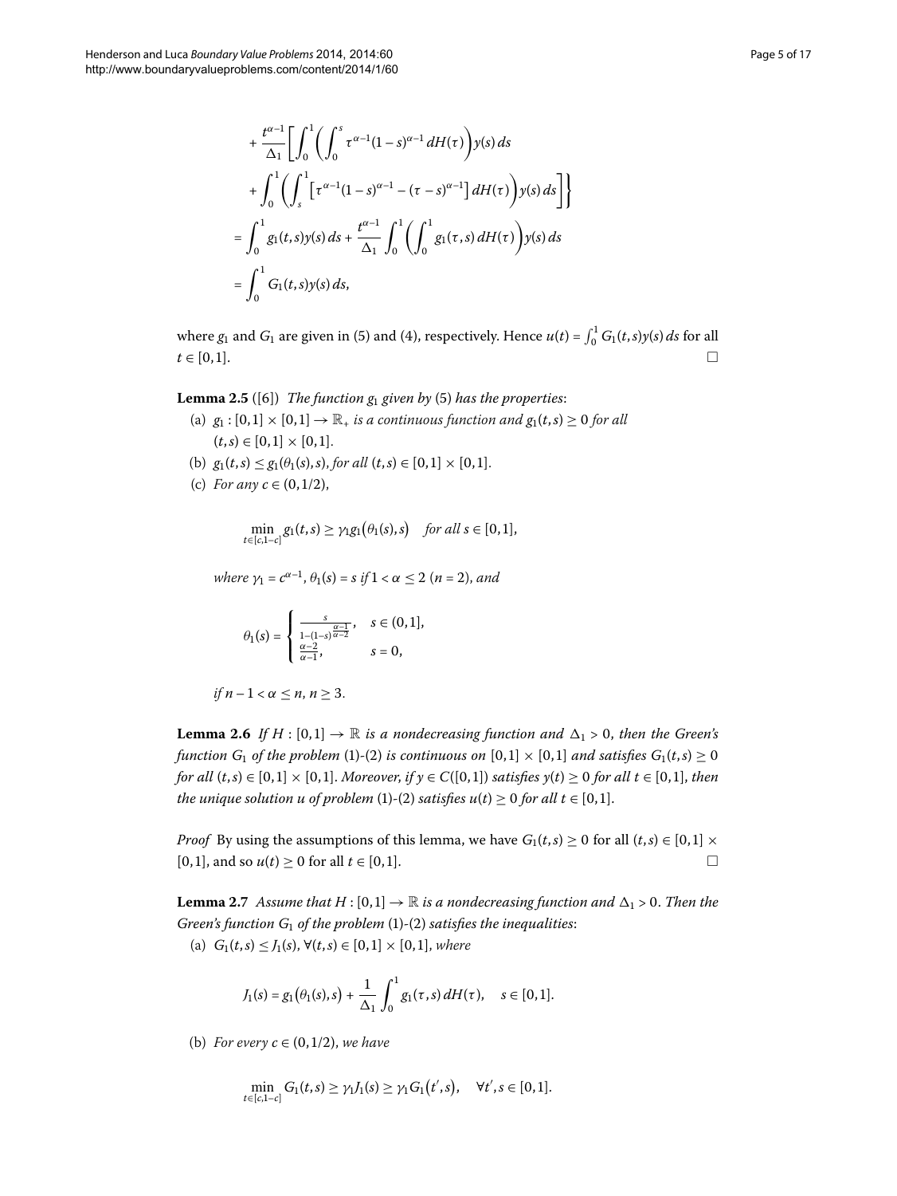$$
\begin{aligned}
&+ \frac{t^{\alpha-1}}{\Delta_1}\left[\int_0^1\left(\int_0^s \tau^{\alpha-1}(1-s)^{\alpha-1}\,dH(\tau)\right)y(s)\,ds\right.\\
&\left.+\int_0^1\left(\int_s^1\left[\tau^{\alpha-1}(1-s)^{\alpha-1}-(\tau-s)^{\alpha-1}\right]dH(\tau)\right)y(s)\,ds\right]\Bigg\}\\
&=\int_0^1 g_1(t,s)y(s)\,ds+\frac{t^{\alpha-1}}{\Delta_1}\int_0^1\left(\int_0^1 g_1(\tau,s)\,dH(\tau)\right)y(s)\,ds\\
&=\int_0^1 G_1(t,s)y(s)\,ds,
\end{aligned}
$$

where $g_1$ and $G_1$ are given in (5) and (4), respectively. Hence $u(t)=\int_0^1 G_1(t,s)y(s)\,ds$ for all $t\in[0,1]$. □

**Lemma 2.5** ([6]) *The function $g_1$ given by (5) has the properties:*

(a) *$g_1:[0,1]\times[0,1]\to\mathbb{R}_+$ is a continuous function and $g_1(t,s)\ge 0$ for all $(t,s)\in[0,1]\times[0,1]$.*

(b) *$g_1(t,s)\le g_1(\theta_1(s),s)$, for all $(t,s)\in[0,1]\times[0,1]$.*

(c) *For any $c\in(0,1/2)$,*

$$
\min_{t\in[c,1-c]} g_1(t,s)\ge \gamma_1 g_1(\theta_1(s),s)\quad \text{for all } s\in[0,1],
$$

*where $\gamma_1=c^{\alpha-1}$, $\theta_1(s)=s$ if $1<\alpha\le 2$ ($n=2$), and*

$$
\theta_1(s)=\begin{cases}\dfrac{s}{1-(1-s)^{\frac{\alpha-1}{\alpha-2}}}, & s\in(0,1],\\[2mm] \dfrac{\alpha-2}{\alpha-1}, & s=0,\end{cases}
$$

*if $n-1<\alpha\le n$, $n\ge 3$.*

**Lemma 2.6** *If $H:[0,1]\to\mathbb{R}$ is a nondecreasing function and $\Delta_1>0$, then the Green's function $G_1$ of the problem (1)-(2) is continuous on $[0,1]\times[0,1]$ and satisfies $G_1(t,s)\ge 0$ for all $(t,s)\in[0,1]\times[0,1]$. Moreover, if $y\in C([0,1])$ satisfies $y(t)\ge 0$ for all $t\in[0,1]$, then the unique solution $u$ of problem (1)-(2) satisfies $u(t)\ge 0$ for all $t\in[0,1]$.*

*Proof* By using the assumptions of this lemma, we have $G_1(t,s)\ge 0$ for all $(t,s)\in[0,1]\times[0,1]$, and so $u(t)\ge 0$ for all $t\in[0,1]$. □

**Lemma 2.7** *Assume that $H:[0,1]\to\mathbb{R}$ is a nondecreasing function and $\Delta_1>0$. Then the Green's function $G_1$ of the problem (1)-(2) satisfies the inequalities:*

(a) *$G_1(t,s)\le J_1(s)$, $\forall(t,s)\in[0,1]\times[0,1]$, where*

$$
J_1(s)=g_1(\theta_1(s),s)+\frac{1}{\Delta_1}\int_0^1 g_1(\tau,s)\,dH(\tau),\quad s\in[0,1].
$$

(b) *For every $c\in(0,1/2)$, we have*

$$
\min_{t\in[c,1-c]} G_1(t,s)\ge \gamma_1 J_1(s)\ge \gamma_1 G_1(t',s),\quad \forall t',s\in[0,1].
$$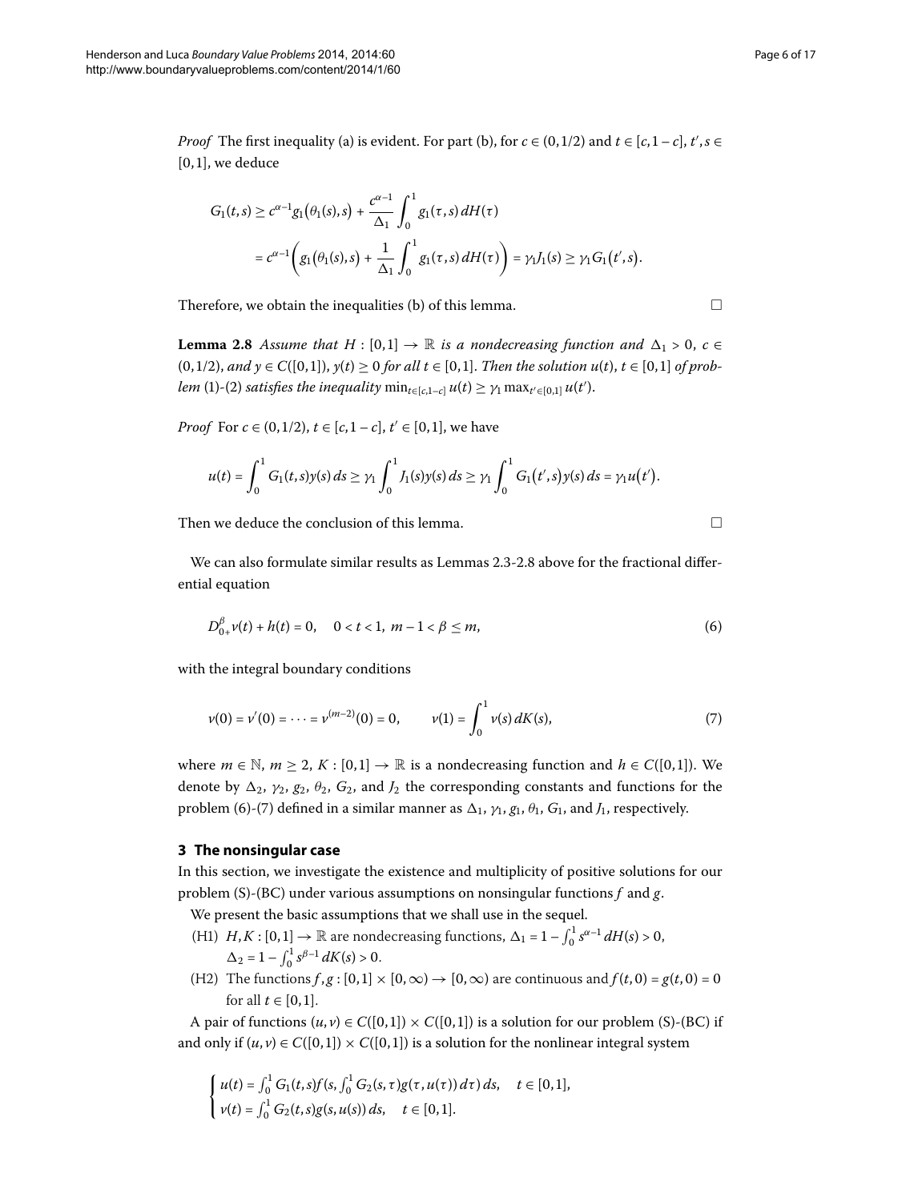*Proof* The first inequality (a) is evident. For part (b), for $c \in (0,1/2)$ and $t \in [c,1-c]$, $t', s \in [0,1]$, we deduce

$$
\begin{aligned}
G_1(t,s) &\geq c^{\alpha-1} g_1\big(\theta_1(s),s\big) + \frac{c^{\alpha-1}}{\Delta_1}\int_0^1 g_1(\tau,s)\,dH(\tau) \\
&= c^{\alpha-1}\left(g_1\big(\theta_1(s),s\big) + \frac{1}{\Delta_1}\int_0^1 g_1(\tau,s)\,dH(\tau)\right) = \gamma_1 J_1(s) \geq \gamma_1 G_1\big(t',s\big).
\end{aligned}
$$

Therefore, we obtain the inequalities (b) of this lemma. □

**Lemma 2.8** *Assume that $H : [0,1] \to \mathbb{R}$ is a nondecreasing function and $\Delta_1 > 0$, $c \in (0,1/2)$, and $y \in C([0,1])$, $y(t) \geq 0$ for all $t \in [0,1]$. Then the solution $u(t)$, $t \in [0,1]$ of problem (1)-(2) satisfies the inequality $\min_{t\in[c,1-c]} u(t) \geq \gamma_1 \max_{t'\in[0,1]} u(t')$.*

*Proof* For $c \in (0,1/2)$, $t \in [c,1-c]$, $t' \in [0,1]$, we have

$$
u(t) = \int_0^1 G_1(t,s)y(s)\,ds \geq \gamma_1 \int_0^1 J_1(s)y(s)\,ds \geq \gamma_1 \int_0^1 G_1\big(t',s\big)y(s)\,ds = \gamma_1 u\big(t'\big).
$$

Then we deduce the conclusion of this lemma. □

We can also formulate similar results as Lemmas 2.3-2.8 above for the fractional differential equation

$$
D_{0+}^{\beta} v(t) + h(t) = 0, \quad 0 < t < 1,\ m-1 < \beta \leq m, \tag{6}
$$

with the integral boundary conditions

$$
v(0) = v'(0) = \cdots = v^{(m-2)}(0) = 0, \qquad v(1) = \int_0^1 v(s)\,dK(s), \tag{7}
$$

where $m \in \mathbb{N}$, $m \geq 2$, $K : [0,1] \to \mathbb{R}$ is a nondecreasing function and $h \in C([0,1])$. We denote by $\Delta_2$, $\gamma_2$, $g_2$, $\theta_2$, $G_2$, and $J_2$ the corresponding constants and functions for the problem (6)-(7) defined in a similar manner as $\Delta_1$, $\gamma_1$, $g_1$, $\theta_1$, $G_1$, and $J_1$, respectively.

## 3 The nonsingular case

In this section, we investigate the existence and multiplicity of positive solutions for our problem (S)-(BC) under various assumptions on nonsingular functions $f$ and $g$.

We present the basic assumptions that we shall use in the sequel.

- (H1) $H, K : [0,1] \to \mathbb{R}$ are nondecreasing functions, $\Delta_1 = 1 - \int_0^1 s^{\alpha-1}\,dH(s) > 0$, $\Delta_2 = 1 - \int_0^1 s^{\beta-1}\,dK(s) > 0$.
- (H2) The functions $f, g : [0,1] \times [0,\infty) \to [0,\infty)$ are continuous and $f(t,0) = g(t,0) = 0$ for all $t \in [0,1]$.

A pair of functions $(u,v) \in C([0,1]) \times C([0,1])$ is a solution for our problem (S)-(BC) if and only if $(u,v) \in C([0,1]) \times C([0,1])$ is a solution for the nonlinear integral system

$$
\begin{cases}
u(t) = \int_0^1 G_1(t,s) f\big(s, \int_0^1 G_2(s,\tau) g(\tau, u(\tau))\,d\tau\big)\,ds, & t \in [0,1], \\
v(t) = \int_0^1 G_2(t,s) g(s, u(s))\,ds, & t \in [0,1].
\end{cases}
$$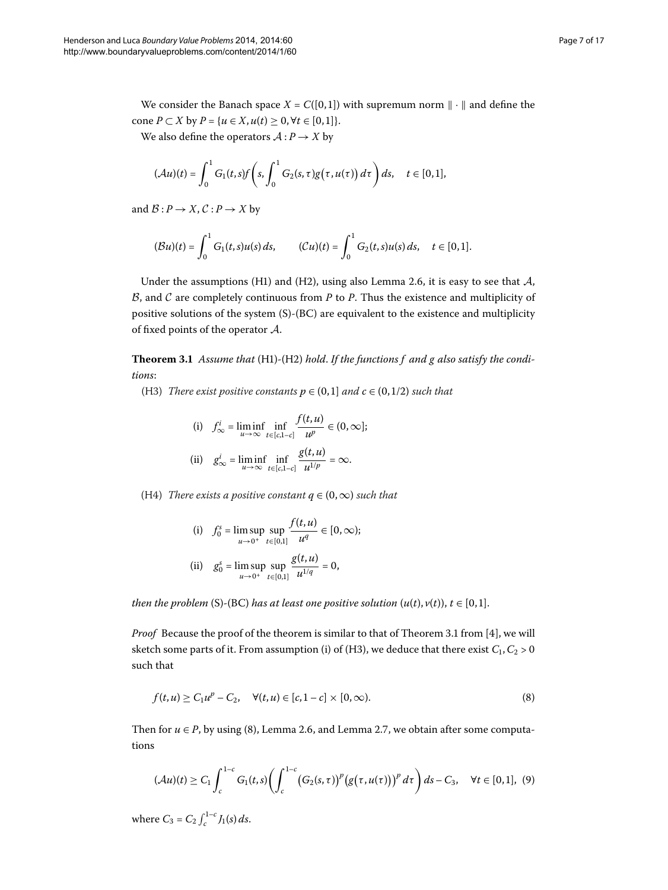We consider the Banach space $X = C([0,1])$ with supremum norm $\|\cdot\|$ and define the cone $P \subset X$ by $P = \{u \in X, u(t) \geq 0, \forall t \in [0,1]\}$.

We also define the operators $\mathcal{A} : P \to X$ by

$$(\mathcal{A}u)(t) = \int_0^1 G_1(t,s) f\left(s, \int_0^1 G_2(s,\tau) g\big(\tau, u(\tau)\big)\, d\tau\right) ds, \quad t \in [0,1],$$

and $\mathcal{B} : P \to X$, $\mathcal{C} : P \to X$ by

$$(\mathcal{B}u)(t) = \int_0^1 G_1(t,s) u(s)\, ds, \qquad (\mathcal{C}u)(t) = \int_0^1 G_2(t,s) u(s)\, ds, \quad t \in [0,1].$$

Under the assumptions (H1) and (H2), using also Lemma 2.6, it is easy to see that $\mathcal{A}$, $\mathcal{B}$, and $\mathcal{C}$ are completely continuous from $P$ to $P$. Thus the existence and multiplicity of positive solutions of the system (S)-(BC) are equivalent to the existence and multiplicity of fixed points of the operator $\mathcal{A}$.

**Theorem 3.1** *Assume that* (H1)-(H2) *hold. If the functions $f$ and $g$ also satisfy the conditions*:

(H3) *There exist positive constants $p \in (0,1]$ and $c \in (0,1/2)$ such that*

$$\text{(i)} \quad f_\infty^i = \liminf_{u \to \infty} \inf_{t \in [c,1-c]} \frac{f(t,u)}{u^p} \in (0,\infty];$$

$$\text{(ii)} \quad g_\infty^i = \liminf_{u \to \infty} \inf_{t \in [c,1-c]} \frac{g(t,u)}{u^{1/p}} = \infty.$$

(H4) *There exists a positive constant $q \in (0,\infty)$ such that*

$$\text{(i)} \quad f_0^s = \limsup_{u \to 0^+} \sup_{t \in [0,1]} \frac{f(t,u)}{u^q} \in [0,\infty);$$

$$\text{(ii)} \quad g_0^s = \limsup_{u \to 0^+} \sup_{t \in [0,1]} \frac{g(t,u)}{u^{1/q}} = 0,$$

*then the problem* (S)-(BC) *has at least one positive solution* $(u(t), v(t))$, $t \in [0,1]$.

*Proof* Because the proof of the theorem is similar to that of Theorem 3.1 from [4], we will sketch some parts of it. From assumption (i) of (H3), we deduce that there exist $C_1, C_2 > 0$ such that

$$f(t,u) \geq C_1 u^p - C_2, \quad \forall (t,u) \in [c, 1-c] \times [0,\infty). \tag{8}$$

Then for $u \in P$, by using (8), Lemma 2.6, and Lemma 2.7, we obtain after some computations

$$(\mathcal{A}u)(t) \geq C_1 \int_c^{1-c} G_1(t,s) \left( \int_c^{1-c} \big(G_2(s,\tau)\big)^p \big(g\big(\tau, u(\tau)\big)\big)^p\, d\tau \right) ds - C_3, \quad \forall t \in [0,1], \tag{9}$$

where $C_3 = C_2 \int_c^{1-c} J_1(s)\, ds$.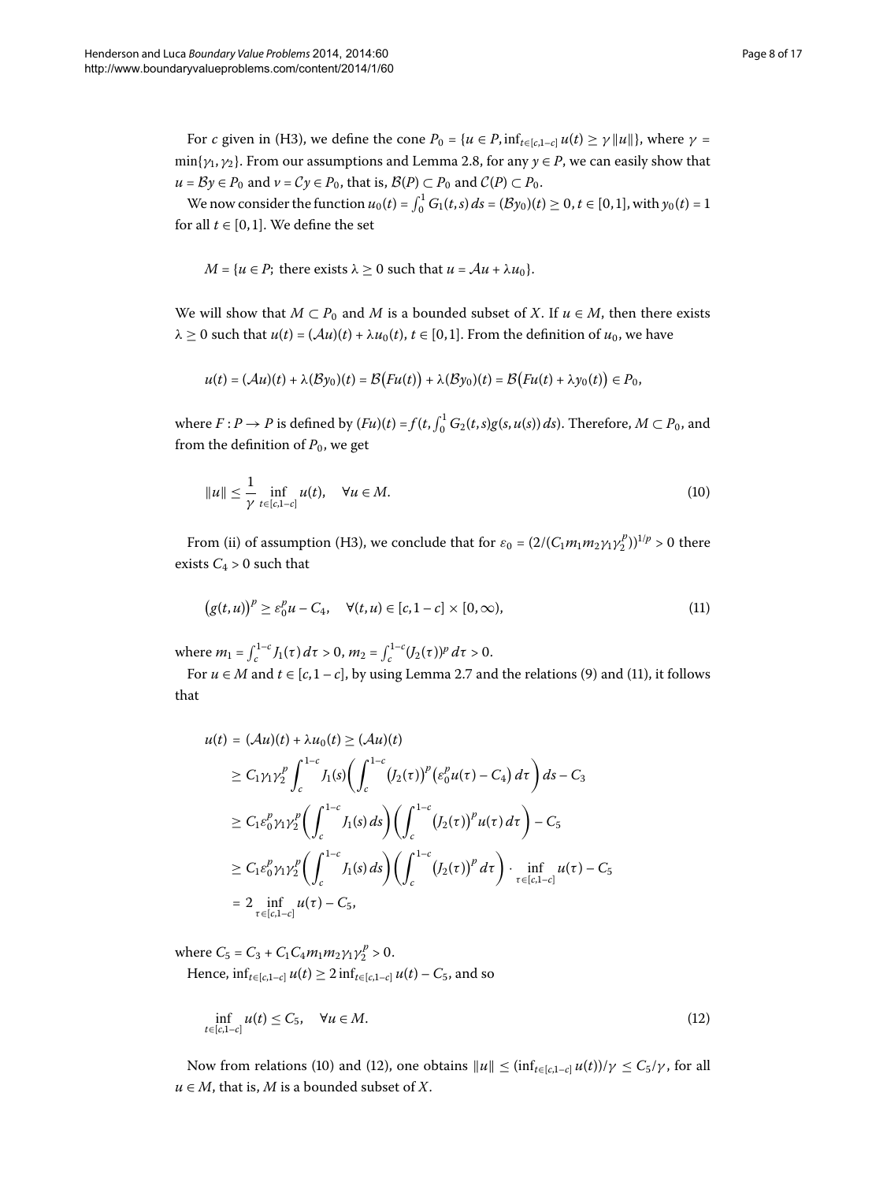For $c$ given in (H3), we define the cone $P_0 = \{u \in P, \inf_{t\in[c,1-c]} u(t) \geq \gamma\|u\|\}$, where $\gamma = \min\{\gamma_1, \gamma_2\}$. From our assumptions and Lemma 2.8, for any $y \in P$, we can easily show that $u = \mathcal{B}y \in P_0$ and $v = \mathcal{C}y \in P_0$, that is, $\mathcal{B}(P) \subset P_0$ and $\mathcal{C}(P) \subset P_0$.

We now consider the function $u_0(t) = \int_0^1 G_1(t,s)\,ds = (\mathcal{B}y_0)(t) \geq 0$, $t \in [0,1]$, with $y_0(t) = 1$ for all $t \in [0,1]$. We define the set

$$M = \{u \in P;\ \text{there exists } \lambda \geq 0 \text{ such that } u = \mathcal{A}u + \lambda u_0\}.$$

We will show that $M \subset P_0$ and $M$ is a bounded subset of $X$. If $u \in M$, then there exists $\lambda \geq 0$ such that $u(t) = (\mathcal{A}u)(t) + \lambda u_0(t)$, $t \in [0,1]$. From the definition of $u_0$, we have

$$u(t) = (\mathcal{A}u)(t) + \lambda(\mathcal{B}y_0)(t) = \mathcal{B}\big(Fu(t)\big) + \lambda(\mathcal{B}y_0)(t) = \mathcal{B}\big(Fu(t) + \lambda y_0(t)\big) \in P_0,$$

where $F : P \to P$ is defined by $(Fu)(t) = f(t, \int_0^1 G_2(t,s)g(s,u(s))\,ds)$. Therefore, $M \subset P_0$, and from the definition of $P_0$, we get

$$\|u\| \leq \frac{1}{\gamma} \inf_{t\in[c,1-c]} u(t), \quad \forall u \in M. \tag{10}$$

From (ii) of assumption (H3), we conclude that for $\varepsilon_0 = (2/(C_1 m_1 m_2 \gamma_1 \gamma_2^p))^{1/p} > 0$ there exists $C_4 > 0$ such that

$$\big(g(t,u)\big)^p \geq \varepsilon_0^p u - C_4, \quad \forall (t,u) \in [c,1-c] \times [0,\infty), \tag{11}$$

where $m_1 = \int_c^{1-c} J_1(\tau)\,d\tau > 0$, $m_2 = \int_c^{1-c} (J_2(\tau))^p\,d\tau > 0$.

For $u \in M$ and $t \in [c,1-c]$, by using Lemma 2.7 and the relations (9) and (11), it follows that

$$\begin{aligned}
u(t) &= (\mathcal{A}u)(t) + \lambda u_0(t) \geq (\mathcal{A}u)(t) \\
&\geq C_1 \gamma_1 \gamma_2^p \int_c^{1-c} J_1(s) \left( \int_c^{1-c} \big(J_2(\tau)\big)^p \big(\varepsilon_0^p u(\tau) - C_4\big)\,d\tau \right) ds - C_3 \\
&\geq C_1 \varepsilon_0^p \gamma_1 \gamma_2^p \left( \int_c^{1-c} J_1(s)\,ds \right) \left( \int_c^{1-c} \big(J_2(\tau)\big)^p u(\tau)\,d\tau \right) - C_5 \\
&\geq C_1 \varepsilon_0^p \gamma_1 \gamma_2^p \left( \int_c^{1-c} J_1(s)\,ds \right) \left( \int_c^{1-c} \big(J_2(\tau)\big)^p\,d\tau \right) \cdot \inf_{\tau\in[c,1-c]} u(\tau) - C_5 \\
&= 2 \inf_{\tau\in[c,1-c]} u(\tau) - C_5,
\end{aligned}$$

where $C_5 = C_3 + C_1 C_4 m_1 m_2 \gamma_1 \gamma_2^p > 0$.

Hence, $\inf_{t\in[c,1-c]} u(t) \geq 2 \inf_{t\in[c,1-c]} u(t) - C_5$, and so

$$\inf_{t\in[c,1-c]} u(t) \leq C_5, \quad \forall u \in M. \tag{12}$$

Now from relations (10) and (12), one obtains $\|u\| \leq (\inf_{t\in[c,1-c]} u(t))/\gamma \leq C_5/\gamma$, for all $u \in M$, that is, $M$ is a bounded subset of $X$.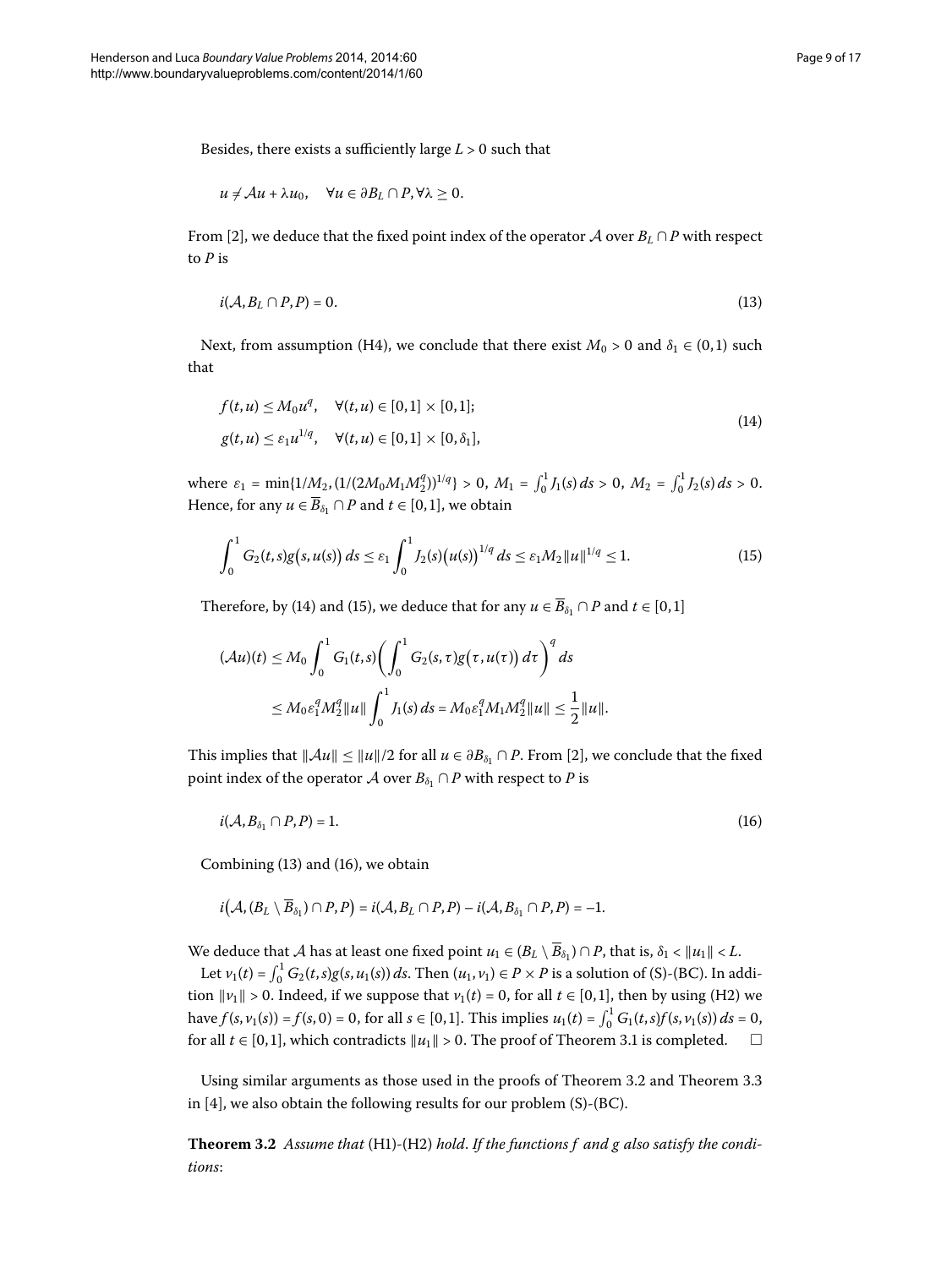Besides, there exists a sufficiently large $L > 0$ such that

$$u \neq \mathcal{A}u + \lambda u_0, \quad \forall u \in \partial B_L \cap P, \forall \lambda \geq 0.$$

From [2], we deduce that the fixed point index of the operator $\mathcal{A}$ over $B_L \cap P$ with respect to $P$ is

$$i(\mathcal{A}, B_L \cap P, P) = 0. \tag{13}$$

Next, from assumption (H4), we conclude that there exist $M_0 > 0$ and $\delta_1 \in (0,1)$ such that

$$\begin{aligned} &f(t,u) \leq M_0 u^q, \quad \forall (t,u) \in [0,1] \times [0,1]; \\ &g(t,u) \leq \varepsilon_1 u^{1/q}, \quad \forall (t,u) \in [0,1] \times [0,\delta_1], \end{aligned} \tag{14}$$

where $\varepsilon_1 = \min\{1/M_2, (1/(2M_0 M_1 M_2^q))^{1/q}\} > 0$, $M_1 = \int_0^1 J_1(s)\,ds > 0$, $M_2 = \int_0^1 J_2(s)\,ds > 0$. Hence, for any $u \in \overline{B}_{\delta_1} \cap P$ and $t \in [0,1]$, we obtain

$$\int_0^1 G_2(t,s) g\big(s,u(s)\big)\,ds \leq \varepsilon_1 \int_0^1 J_2(s)\big(u(s)\big)^{1/q}\,ds \leq \varepsilon_1 M_2 \|u\|^{1/q} \leq 1. \tag{15}$$

Therefore, by (14) and (15), we deduce that for any $u \in \overline{B}_{\delta_1} \cap P$ and $t \in [0,1]$

$$\begin{aligned} (\mathcal{A}u)(t) &\leq M_0 \int_0^1 G_1(t,s) \bigg( \int_0^1 G_2(s,\tau) g\big(\tau, u(\tau)\big)\,d\tau \bigg)^q ds \\ &\leq M_0 \varepsilon_1^q M_2^q \|u\| \int_0^1 J_1(s)\,ds = M_0 \varepsilon_1^q M_1 M_2^q \|u\| \leq \frac{1}{2}\|u\|. \end{aligned}$$

This implies that $\|\mathcal{A}u\| \leq \|u\|/2$ for all $u \in \partial B_{\delta_1} \cap P$. From [2], we conclude that the fixed point index of the operator $\mathcal{A}$ over $B_{\delta_1} \cap P$ with respect to $P$ is

$$i(\mathcal{A}, B_{\delta_1} \cap P, P) = 1. \tag{16}$$

Combining (13) and (16), we obtain

$$i\big(\mathcal{A}, (B_L \setminus \overline{B}_{\delta_1}) \cap P, P\big) = i(\mathcal{A}, B_L \cap P, P) - i(\mathcal{A}, B_{\delta_1} \cap P, P) = -1.$$

We deduce that $\mathcal{A}$ has at least one fixed point $u_1 \in (B_L \setminus \overline{B}_{\delta_1}) \cap P$, that is, $\delta_1 < \|u_1\| < L$.

Let $v_1(t) = \int_0^1 G_2(t,s) g(s, u_1(s))\,ds$. Then $(u_1, v_1) \in P \times P$ is a solution of (S)-(BC). In addition $\|v_1\| > 0$. Indeed, if we suppose that $v_1(t) = 0$, for all $t \in [0,1]$, then by using (H2) we have $f(s, v_1(s)) = f(s,0) = 0$, for all $s \in [0,1]$. This implies $u_1(t) = \int_0^1 G_1(t,s) f(s, v_1(s))\,ds = 0$, for all $t \in [0,1]$, which contradicts $\|u_1\| > 0$. The proof of Theorem 3.1 is completed. □

Using similar arguments as those used in the proofs of Theorem 3.2 and Theorem 3.3 in [4], we also obtain the following results for our problem (S)-(BC).

**Theorem 3.2** *Assume that* (H1)-(H2) *hold. If the functions $f$ and $g$ also satisfy the conditions*: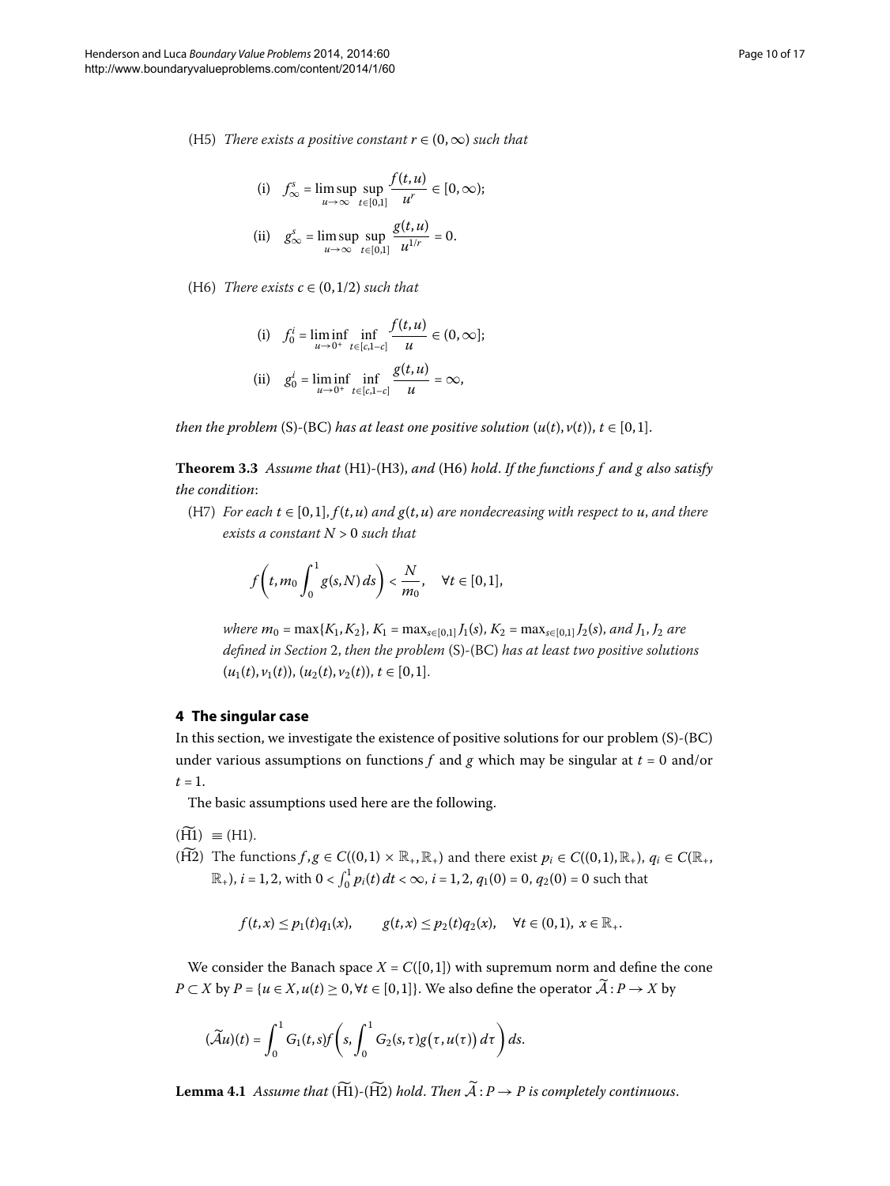(H5) *There exists a positive constant $r \in (0, \infty)$ such that*

$$\text{(i)} \quad f_\infty^s = \limsup_{u \to \infty} \sup_{t \in [0,1]} \frac{f(t,u)}{u^r} \in [0, \infty);$$

$$\text{(ii)} \quad g_\infty^s = \limsup_{u \to \infty} \sup_{t \in [0,1]} \frac{g(t,u)}{u^{1/r}} = 0.$$

(H6) *There exists $c \in (0, 1/2)$ such that*

$$\text{(i)} \quad f_0^i = \liminf_{u \to 0^+} \inf_{t \in [c,1-c]} \frac{f(t,u)}{u} \in (0, \infty];$$

$$\text{(ii)} \quad g_0^i = \liminf_{u \to 0^+} \inf_{t \in [c,1-c]} \frac{g(t,u)}{u} = \infty,$$

*then the problem* (S)-(BC) *has at least one positive solution* $(u(t), v(t))$, $t \in [0,1]$.

**Theorem 3.3** *Assume that* (H1)-(H3), *and* (H6) *hold. If the functions $f$ and $g$ also satisfy the condition*:

(H7) *For each $t \in [0,1]$, $f(t,u)$ and $g(t,u)$ are nondecreasing with respect to $u$, and there exists a constant $N > 0$ such that*

$$f\left(t, m_0 \int_0^1 g(s,N)\, ds\right) < \frac{N}{m_0}, \quad \forall t \in [0,1],$$

*where $m_0 = \max\{K_1, K_2\}$, $K_1 = \max_{s \in [0,1]} J_1(s)$, $K_2 = \max_{s \in [0,1]} J_2(s)$, and $J_1$, $J_2$ are defined in Section 2, then the problem* (S)-(BC) *has at least two positive solutions* $(u_1(t), v_1(t))$, $(u_2(t), v_2(t))$, $t \in [0,1]$.

## 4 The singular case

In this section, we investigate the existence of positive solutions for our problem (S)-(BC) under various assumptions on functions $f$ and $g$ which may be singular at $t = 0$ and/or $t = 1$.

The basic assumptions used here are the following.

($\widetilde{\text{H1}}$) $\equiv$ (H1).

($\widetilde{\text{H2}}$) The functions $f, g \in C((0,1) \times \mathbb{R}_+, \mathbb{R}_+)$ and there exist $p_i \in C((0,1), \mathbb{R}_+)$, $q_i \in C(\mathbb{R}_+, \mathbb{R}_+)$, $i = 1,2$, with $0 < \int_0^1 p_i(t)\, dt < \infty$, $i = 1,2$, $q_1(0) = 0$, $q_2(0) = 0$ such that

$$f(t,x) \le p_1(t) q_1(x), \qquad g(t,x) \le p_2(t) q_2(x), \quad \forall t \in (0,1),\ x \in \mathbb{R}_+.$$

We consider the Banach space $X = C([0,1])$ with supremum norm and define the cone $P \subset X$ by $P = \{u \in X, u(t) \ge 0, \forall t \in [0,1]\}$. We also define the operator $\widetilde{\mathcal{A}} : P \to X$ by

$$(\widetilde{\mathcal{A}} u)(t) = \int_0^1 G_1(t,s) f\left(s, \int_0^1 G_2(s,\tau) g\bigl(\tau, u(\tau)\bigr)\, d\tau\right) ds.$$

**Lemma 4.1** *Assume that* ($\widetilde{\text{H1}}$)-($\widetilde{\text{H2}}$) *hold. Then $\widetilde{\mathcal{A}} : P \to P$ is completely continuous.*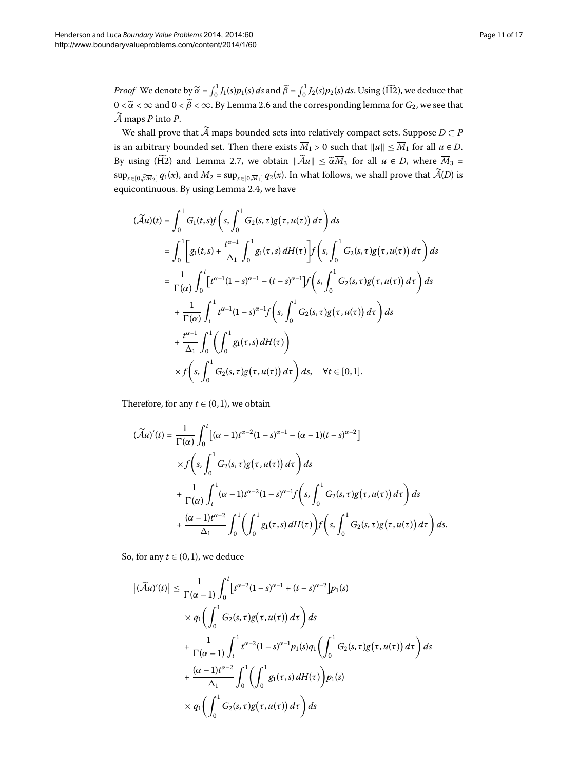*Proof* We denote by $\widetilde{\alpha} = \int_0^1 J_1(s)p_1(s)\,ds$ and $\widetilde{\beta} = \int_0^1 J_2(s)p_2(s)\,ds$. Using ($\widetilde{\text{H2}}$), we deduce that $0 < \widetilde{\alpha} < \infty$ and $0 < \widetilde{\beta} < \infty$. By Lemma 2.6 and the corresponding lemma for $G_2$, we see that $\widetilde{\mathcal{A}}$ maps $P$ into $P$.

We shall prove that $\widetilde{\mathcal{A}}$ maps bounded sets into relatively compact sets. Suppose $D \subset P$ is an arbitrary bounded set. Then there exists $\overline{M}_1 > 0$ such that $\|u\| \le \overline{M}_1$ for all $u \in D$. By using ($\widetilde{\text{H2}}$) and Lemma 2.7, we obtain $\|\widetilde{\mathcal{A}}u\| \le \widetilde{\alpha}\overline{M}_3$ for all $u \in D$, where $\overline{M}_3 = \sup_{x\in[0,\widetilde{\beta}\overline{M}_2]} q_1(x)$, and $\overline{M}_2 = \sup_{x\in[0,\overline{M}_1]} q_2(x)$. In what follows, we shall prove that $\widetilde{\mathcal{A}}(D)$ is equicontinuous. By using Lemma 2.4, we have

$$
\begin{aligned}
(\widetilde{\mathcal{A}}u)(t) &= \int_0^1 G_1(t,s) f\left(s, \int_0^1 G_2(s,\tau) g\big(\tau, u(\tau)\big)\,d\tau\right) ds \\
&= \int_0^1 \left[ g_1(t,s) + \frac{t^{\alpha-1}}{\Delta_1} \int_0^1 g_1(\tau,s)\,dH(\tau) \right] f\left(s, \int_0^1 G_2(s,\tau) g\big(\tau, u(\tau)\big)\,d\tau\right) ds \\
&= \frac{1}{\Gamma(\alpha)} \int_0^t \left[ t^{\alpha-1}(1-s)^{\alpha-1} - (t-s)^{\alpha-1} \right] f\left(s, \int_0^1 G_2(s,\tau) g\big(\tau, u(\tau)\big)\,d\tau\right) ds \\
&\quad + \frac{1}{\Gamma(\alpha)} \int_t^1 t^{\alpha-1}(1-s)^{\alpha-1} f\left(s, \int_0^1 G_2(s,\tau) g\big(\tau, u(\tau)\big)\,d\tau\right) ds \\
&\quad + \frac{t^{\alpha-1}}{\Delta_1} \int_0^1 \left( \int_0^1 g_1(\tau,s)\,dH(\tau) \right) \\
&\quad \times f\left(s, \int_0^1 G_2(s,\tau) g\big(\tau, u(\tau)\big)\,d\tau\right) ds, \quad \forall t \in [0,1].
\end{aligned}
$$

Therefore, for any $t \in (0,1)$, we obtain

$$
\begin{aligned}
(\widetilde{\mathcal{A}}u)'(t) &= \frac{1}{\Gamma(\alpha)} \int_0^t \left[ (\alpha-1)t^{\alpha-2}(1-s)^{\alpha-1} - (\alpha-1)(t-s)^{\alpha-2} \right] \\
&\quad \times f\left(s, \int_0^1 G_2(s,\tau) g\big(\tau, u(\tau)\big)\,d\tau\right) ds \\
&\quad + \frac{1}{\Gamma(\alpha)} \int_t^1 (\alpha-1)t^{\alpha-2}(1-s)^{\alpha-1} f\left(s, \int_0^1 G_2(s,\tau) g\big(\tau, u(\tau)\big)\,d\tau\right) ds \\
&\quad + \frac{(\alpha-1)t^{\alpha-2}}{\Delta_1} \int_0^1 \left( \int_0^1 g_1(\tau,s)\,dH(\tau) \right) f\left(s, \int_0^1 G_2(s,\tau) g\big(\tau, u(\tau)\big)\,d\tau\right) ds.
\end{aligned}
$$

So, for any $t \in (0,1)$, we deduce

$$
\begin{aligned}
\left|(\widetilde{\mathcal{A}}u)'(t)\right| &\le \frac{1}{\Gamma(\alpha-1)} \int_0^t \left[ t^{\alpha-2}(1-s)^{\alpha-1} + (t-s)^{\alpha-2} \right] p_1(s) \\
&\quad \times q_1\left( \int_0^1 G_2(s,\tau) g\big(\tau, u(\tau)\big)\,d\tau \right) ds \\
&\quad + \frac{1}{\Gamma(\alpha-1)} \int_t^1 t^{\alpha-2}(1-s)^{\alpha-1} p_1(s) q_1\left( \int_0^1 G_2(s,\tau) g\big(\tau, u(\tau)\big)\,d\tau \right) ds \\
&\quad + \frac{(\alpha-1)t^{\alpha-2}}{\Delta_1} \int_0^1 \left( \int_0^1 g_1(\tau,s)\,dH(\tau) \right) p_1(s) \\
&\quad \times q_1\left( \int_0^1 G_2(s,\tau) g\big(\tau, u(\tau)\big)\,d\tau \right) ds
\end{aligned}
$$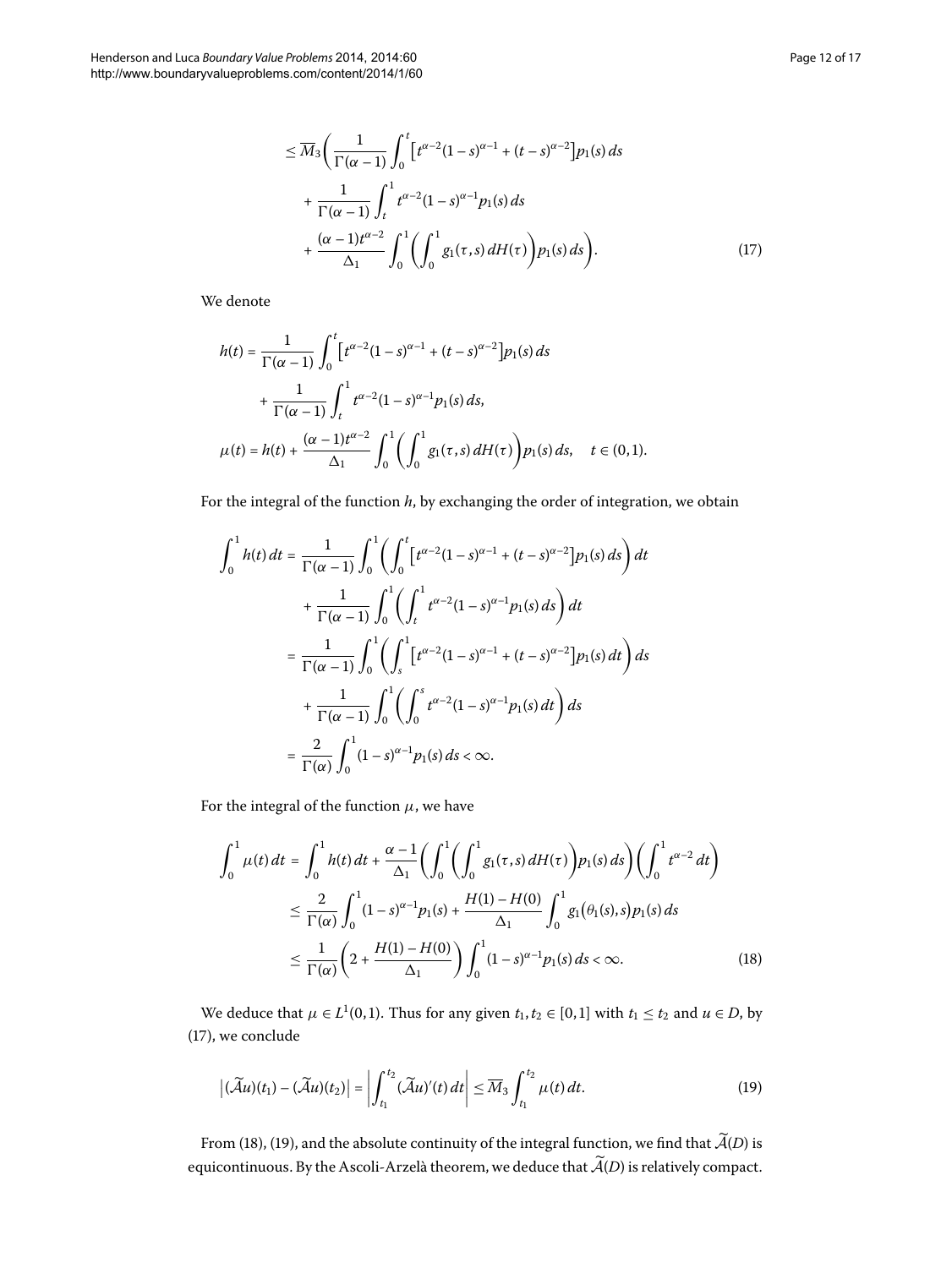$$
\begin{aligned}
&\leq \overline{M}_3 \biggl( \frac{1}{\Gamma(\alpha-1)} \int_0^t \bigl[ t^{\alpha-2}(1-s)^{\alpha-1} + (t-s)^{\alpha-2} \bigr] p_1(s)\, ds \\
&\quad + \frac{1}{\Gamma(\alpha-1)} \int_t^1 t^{\alpha-2}(1-s)^{\alpha-1} p_1(s)\, ds \\
&\quad + \frac{(\alpha-1)t^{\alpha-2}}{\Delta_1} \int_0^1 \biggl( \int_0^1 g_1(\tau,s)\, dH(\tau) \biggr) p_1(s)\, ds \biggr).
\end{aligned}
\tag{17}
$$

We denote

$$
\begin{aligned}
h(t) &= \frac{1}{\Gamma(\alpha-1)} \int_0^t \bigl[ t^{\alpha-2}(1-s)^{\alpha-1} + (t-s)^{\alpha-2} \bigr] p_1(s)\, ds \\
&\quad + \frac{1}{\Gamma(\alpha-1)} \int_t^1 t^{\alpha-2}(1-s)^{\alpha-1} p_1(s)\, ds, \\
\mu(t) &= h(t) + \frac{(\alpha-1)t^{\alpha-2}}{\Delta_1} \int_0^1 \biggl( \int_0^1 g_1(\tau,s)\, dH(\tau) \biggr) p_1(s)\, ds, \quad t \in (0,1).
\end{aligned}
$$

For the integral of the function $h$, by exchanging the order of integration, we obtain

$$
\begin{aligned}
\int_0^1 h(t)\, dt &= \frac{1}{\Gamma(\alpha-1)} \int_0^1 \biggl( \int_0^t \bigl[ t^{\alpha-2}(1-s)^{\alpha-1} + (t-s)^{\alpha-2} \bigr] p_1(s)\, ds \biggr) dt \\
&\quad + \frac{1}{\Gamma(\alpha-1)} \int_0^1 \biggl( \int_t^1 t^{\alpha-2}(1-s)^{\alpha-1} p_1(s)\, ds \biggr) dt \\
&= \frac{1}{\Gamma(\alpha-1)} \int_0^1 \biggl( \int_s^1 \bigl[ t^{\alpha-2}(1-s)^{\alpha-1} + (t-s)^{\alpha-2} \bigr] p_1(s)\, dt \biggr) ds \\
&\quad + \frac{1}{\Gamma(\alpha-1)} \int_0^1 \biggl( \int_0^s t^{\alpha-2}(1-s)^{\alpha-1} p_1(s)\, dt \biggr) ds \\
&= \frac{2}{\Gamma(\alpha)} \int_0^1 (1-s)^{\alpha-1} p_1(s)\, ds < \infty.
\end{aligned}
$$

For the integral of the function $\mu$, we have

$$
\begin{aligned}
\int_0^1 \mu(t)\, dt &= \int_0^1 h(t)\, dt + \frac{\alpha-1}{\Delta_1} \biggl( \int_0^1 \biggl( \int_0^1 g_1(\tau,s)\, dH(\tau) \biggr) p_1(s)\, ds \biggr) \biggl( \int_0^1 t^{\alpha-2}\, dt \biggr) \\
&\leq \frac{2}{\Gamma(\alpha)} \int_0^1 (1-s)^{\alpha-1} p_1(s) + \frac{H(1)-H(0)}{\Delta_1} \int_0^1 g_1\bigl(\theta_1(s), s\bigr) p_1(s)\, ds \\
&\leq \frac{1}{\Gamma(\alpha)} \biggl( 2 + \frac{H(1)-H(0)}{\Delta_1} \biggr) \int_0^1 (1-s)^{\alpha-1} p_1(s)\, ds < \infty.
\end{aligned}
\tag{18}
$$

We deduce that $\mu \in L^1(0,1)$. Thus for any given $t_1, t_2 \in [0,1]$ with $t_1 \leq t_2$ and $u \in D$, by (17), we conclude

$$
\bigl| (\widetilde{\mathcal{A}}u)(t_1) - (\widetilde{\mathcal{A}}u)(t_2) \bigr| = \biggl| \int_{t_1}^{t_2} (\widetilde{\mathcal{A}}u)'(t)\, dt \biggr| \leq \overline{M}_3 \int_{t_1}^{t_2} \mu(t)\, dt.
\tag{19}
$$

From (18), (19), and the absolute continuity of the integral function, we find that $\widetilde{\mathcal{A}}(D)$ is equicontinuous. By the Ascoli-Arzelà theorem, we deduce that $\widetilde{\mathcal{A}}(D)$ is relatively compact.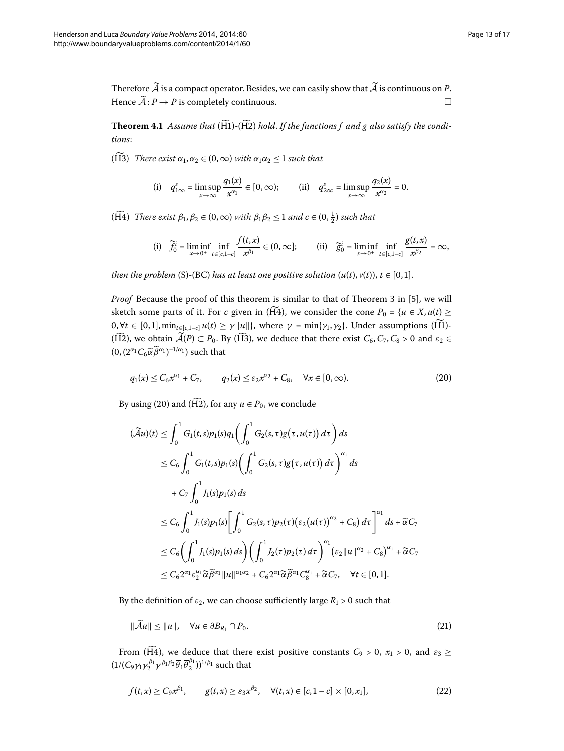Therefore $\widetilde{\mathcal{A}}$ is a compact operator. Besides, we can easily show that $\widetilde{\mathcal{A}}$ is continuous on $P$. Hence $\widetilde{\mathcal{A}}: P \to P$ is completely continuous. □

**Theorem 4.1** *Assume that* $(\widetilde{\mathrm{H}}1)$-$(\widetilde{\mathrm{H}}2)$ *hold. If the functions $f$ and $g$ also satisfy the conditions*:

$(\widetilde{\mathrm{H}}3)$ *There exist $\alpha_1, \alpha_2 \in (0,\infty)$ with $\alpha_1\alpha_2 \le 1$ such that*

$$\text{(i)}\quad q_{1\infty}^{s} = \limsup_{x\to\infty} \frac{q_1(x)}{x^{\alpha_1}} \in [0,\infty); \qquad \text{(ii)}\quad q_{2\infty}^{s} = \limsup_{x\to\infty} \frac{q_2(x)}{x^{\alpha_2}} = 0.$$

$(\widetilde{\mathrm{H}}4)$ *There exist $\beta_1, \beta_2 \in (0,\infty)$ with $\beta_1\beta_2 \le 1$ and $c \in (0,\frac{1}{2})$ such that*

$$\text{(i)}\quad \widetilde{f}_0^{i} = \liminf_{x\to 0^+} \inf_{t\in[c,1-c]} \frac{f(t,x)}{x^{\beta_1}} \in (0,\infty]; \qquad \text{(ii)}\quad \widetilde{g}_0^{i} = \liminf_{x\to 0^+} \inf_{t\in[c,1-c]} \frac{g(t,x)}{x^{\beta_2}} = \infty,$$

*then the problem* (S)-(BC) *has at least one positive solution $(u(t), v(t))$, $t \in [0,1]$.*

*Proof* Because the proof of this theorem is similar to that of Theorem 3 in [5], we will sketch some parts of it. For $c$ given in $(\widetilde{\mathrm{H}}4)$, we consider the cone $P_0 = \{u \in X, u(t) \ge 0, \forall t \in [0,1], \min_{t\in[c,1-c]} u(t) \ge \gamma\|u\|\}$, where $\gamma = \min\{\gamma_1, \gamma_2\}$. Under assumptions $(\widetilde{\mathrm{H}}1)$-$(\widetilde{\mathrm{H}}2)$, we obtain $\widetilde{\mathcal{A}}(P) \subset P_0$. By $(\widetilde{\mathrm{H}}3)$, we deduce that there exist $C_6, C_7, C_8 > 0$ and $\varepsilon_2 \in (0, (2^{\alpha_1} C_6 \widetilde{\alpha} \widetilde{\beta}^{\alpha_1})^{-1/\alpha_1})$ such that

$$q_1(x) \le C_6 x^{\alpha_1} + C_7, \qquad q_2(x) \le \varepsilon_2 x^{\alpha_2} + C_8, \quad \forall x \in [0,\infty). \tag{20}$$

By using (20) and $(\widetilde{\mathrm{H}}2)$, for any $u \in P_0$, we conclude

$$\begin{aligned}
(\widetilde{\mathcal{A}}u)(t) &\le \int_0^1 G_1(t,s) p_1(s) q_1\left(\int_0^1 G_2(s,\tau) g\big(\tau, u(\tau)\big)\, d\tau\right) ds \\
&\le C_6 \int_0^1 G_1(t,s) p_1(s) \left(\int_0^1 G_2(s,\tau) g\big(\tau, u(\tau)\big)\, d\tau\right)^{\alpha_1} ds \\
&\quad + C_7 \int_0^1 J_1(s) p_1(s)\, ds \\
&\le C_6 \int_0^1 J_1(s) p_1(s) \left[\int_0^1 G_2(s,\tau) p_2(\tau) \big(\varepsilon_2 \big(u(\tau)\big)^{\alpha_2} + C_8\big)\, d\tau\right]^{\alpha_1} ds + \widetilde{\alpha} C_7 \\
&\le C_6 \left(\int_0^1 J_1(s) p_1(s)\, ds\right) \left(\int_0^1 J_2(\tau) p_2(\tau)\, d\tau\right)^{\alpha_1} \big(\varepsilon_2 \|u\|^{\alpha_2} + C_8\big)^{\alpha_1} + \widetilde{\alpha} C_7 \\
&\le C_6 2^{\alpha_1} \varepsilon_2^{\alpha_1} \widetilde{\alpha} \widetilde{\beta}^{\alpha_1} \|u\|^{\alpha_1\alpha_2} + C_6 2^{\alpha_1} \widetilde{\alpha} \widetilde{\beta}^{\alpha_1} C_8^{\alpha_1} + \widetilde{\alpha} C_7, \quad \forall t \in [0,1].
\end{aligned}$$

By the definition of $\varepsilon_2$, we can choose sufficiently large $R_1 > 0$ such that

$$\|\widetilde{\mathcal{A}}u\| \le \|u\|, \quad \forall u \in \partial B_{R_1} \cap P_0. \tag{21}$$

From $(\widetilde{\mathrm{H}}4)$, we deduce that there exist positive constants $C_9 > 0$, $x_1 > 0$, and $\varepsilon_3 \ge (1/(C_9 \gamma_1 \gamma_2^{\beta_1} \gamma^{\beta_1\beta_2} \overline{\theta}_1 \overline{\theta}_2^{\beta_1}))^{1/\beta_1}$ such that

$$f(t,x) \ge C_9 x^{\beta_1}, \qquad g(t,x) \ge \varepsilon_3 x^{\beta_2}, \quad \forall (t,x) \in [c,1-c] \times [0,x_1], \tag{22}$$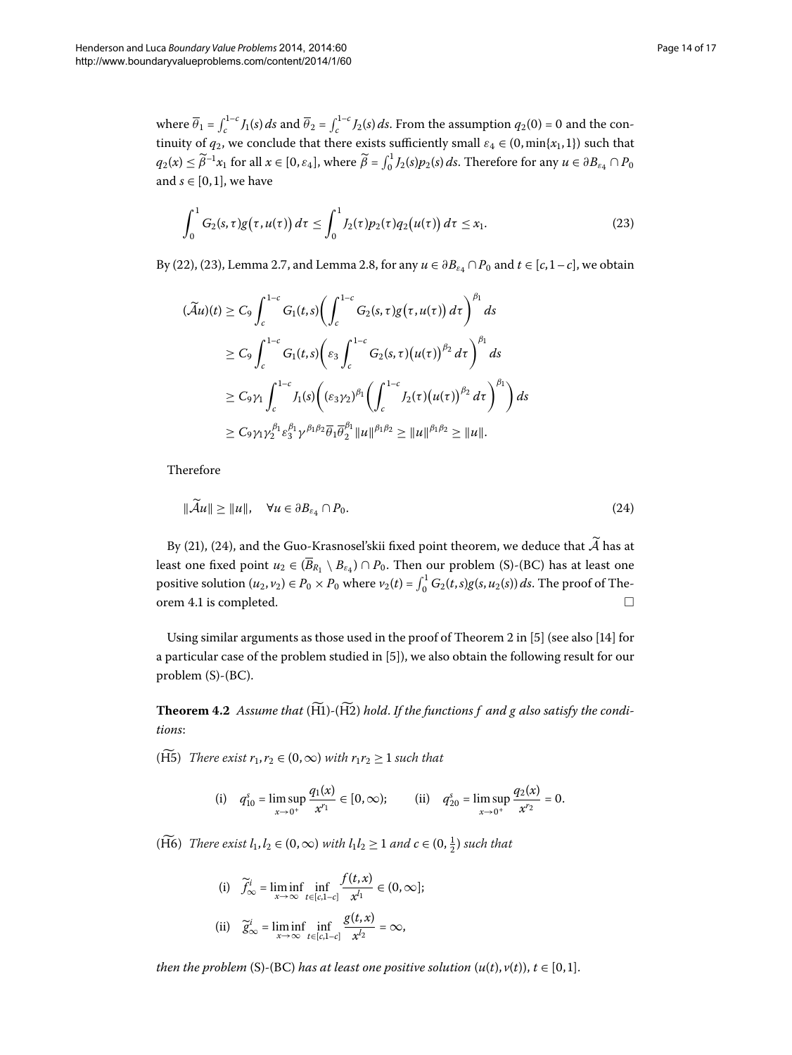where $\overline{\theta}_1 = \int_c^{1-c} J_1(s)\,ds$ and $\overline{\theta}_2 = \int_c^{1-c} J_2(s)\,ds$. From the assumption $q_2(0) = 0$ and the continuity of $q_2$, we conclude that there exists sufficiently small $\varepsilon_4 \in (0, \min\{x_1, 1\})$ such that $q_2(x) \le \widetilde{\beta}^{-1} x_1$ for all $x \in [0, \varepsilon_4]$, where $\widetilde{\beta} = \int_0^1 J_2(s) p_2(s)\,ds$. Therefore for any $u \in \partial B_{\varepsilon_4} \cap P_0$ and $s \in [0,1]$, we have

$$\int_0^1 G_2(s,\tau) g\big(\tau, u(\tau)\big)\,d\tau \le \int_0^1 J_2(\tau) p_2(\tau) q_2\big(u(\tau)\big)\,d\tau \le x_1. \tag{23}$$

By (22), (23), Lemma 2.7, and Lemma 2.8, for any $u \in \partial B_{\varepsilon_4} \cap P_0$ and $t \in [c, 1-c]$, we obtain

$$\begin{aligned}
(\widetilde{\mathcal{A}}u)(t) &\ge C_9 \int_c^{1-c} G_1(t,s) \left( \int_c^{1-c} G_2(s,\tau) g\big(\tau, u(\tau)\big)\,d\tau \right)^{\beta_1} ds \\
&\ge C_9 \int_c^{1-c} G_1(t,s) \left( \varepsilon_3 \int_c^{1-c} G_2(s,\tau) \big(u(\tau)\big)^{\beta_2}\,d\tau \right)^{\beta_1} ds \\
&\ge C_9 \gamma_1 \int_c^{1-c} J_1(s) \left( (\varepsilon_3 \gamma_2)^{\beta_1} \left( \int_c^{1-c} J_2(\tau) \big(u(\tau)\big)^{\beta_2}\,d\tau \right)^{\beta_1} \right) ds \\
&\ge C_9 \gamma_1 \gamma_2^{\beta_1} \varepsilon_3^{\beta_1} \gamma^{\beta_1 \beta_2} \overline{\theta}_1 \overline{\theta}_2^{\beta_1} \|u\|^{\beta_1 \beta_2} \ge \|u\|^{\beta_1 \beta_2} \ge \|u\|.
\end{aligned}$$

Therefore

$$\|\widetilde{\mathcal{A}}u\| \ge \|u\|, \quad \forall u \in \partial B_{\varepsilon_4} \cap P_0. \tag{24}$$

By (21), (24), and the Guo-Krasnosel'skii fixed point theorem, we deduce that $\widetilde{\mathcal{A}}$ has at least one fixed point $u_2 \in (\overline{B}_{R_1} \setminus B_{\varepsilon_4}) \cap P_0$. Then our problem (S)-(BC) has at least one positive solution $(u_2, v_2) \in P_0 \times P_0$ where $v_2(t) = \int_0^1 G_2(t,s) g(s, u_2(s))\,ds$. The proof of Theorem 4.1 is completed. $\square$

Using similar arguments as those used in the proof of Theorem 2 in [5] (see also [14] for a particular case of the problem studied in [5]), we also obtain the following result for our problem (S)-(BC).

**Theorem 4.2** *Assume that* $(\widetilde{\text{H}}1)$-$(\widetilde{\text{H}}2)$ *hold. If the functions $f$ and $g$ also satisfy the conditions*:

$(\widetilde{\text{H}}5)$ *There exist $r_1, r_2 \in (0, \infty)$ with $r_1 r_2 \ge 1$ such that*

$$\text{(i)} \quad q_{10}^s = \limsup_{x \to 0^+} \frac{q_1(x)}{x^{r_1}} \in [0, \infty); \qquad \text{(ii)} \quad q_{20}^s = \limsup_{x \to 0^+} \frac{q_2(x)}{x^{r_2}} = 0.$$

$(\widetilde{\text{H}}6)$ *There exist $l_1, l_2 \in (0, \infty)$ with $l_1 l_2 \ge 1$ and $c \in (0, \frac{1}{2})$ such that*

$$\text{(i)} \quad \widetilde{f}_\infty^i = \liminf_{x \to \infty} \inf_{t \in [c, 1-c]} \frac{f(t,x)}{x^{l_1}} \in (0, \infty];$$

$$\text{(ii)} \quad \widetilde{g}_\infty^i = \liminf_{x \to \infty} \inf_{t \in [c, 1-c]} \frac{g(t,x)}{x^{l_2}} = \infty,$$

*then the problem* (S)-(BC) *has at least one positive solution* $(u(t), v(t))$, $t \in [0,1]$.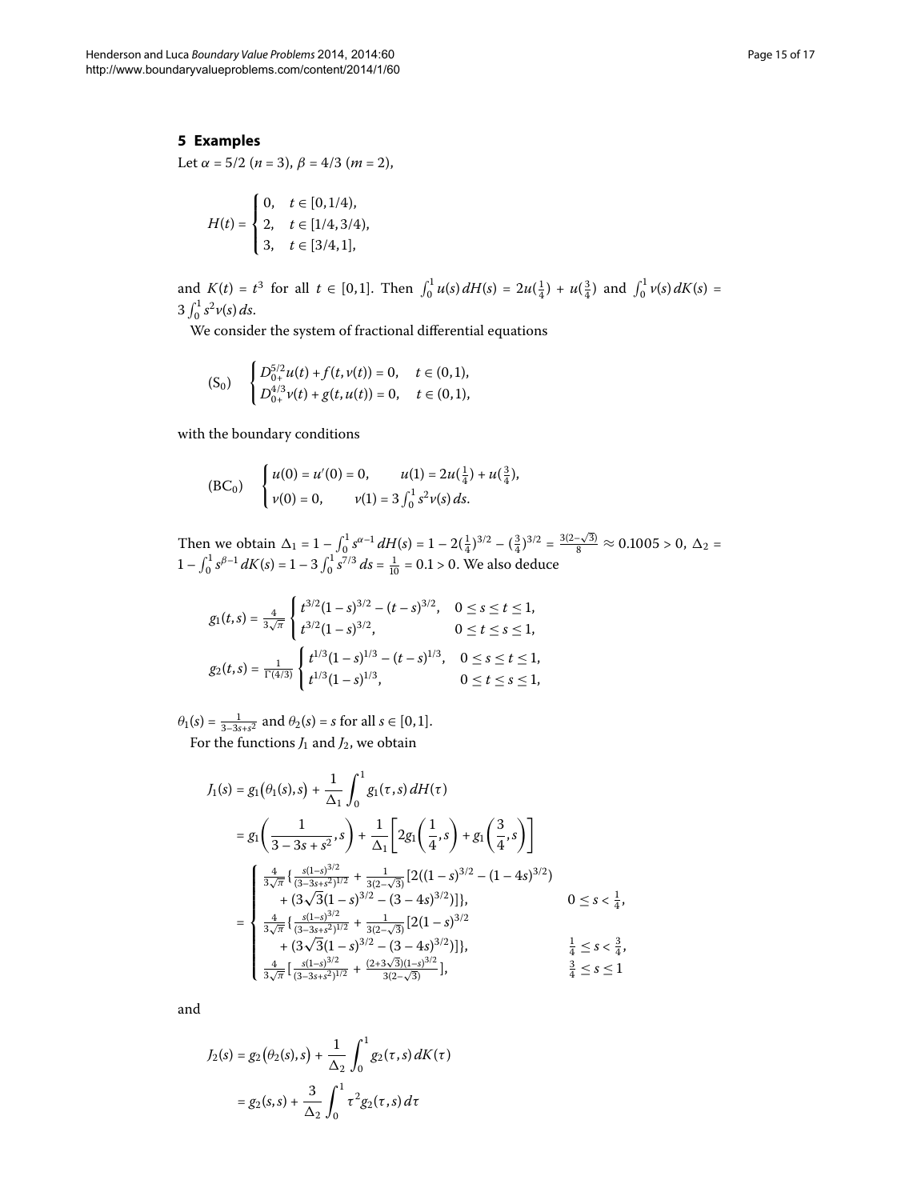## 5 Examples

Let $\alpha = 5/2$ ($n = 3$), $\beta = 4/3$ ($m = 2$),

$$H(t) = \begin{cases} 0, & t \in [0,1/4), \\ 2, & t \in [1/4,3/4), \\ 3, & t \in [3/4,1], \end{cases}$$

and $K(t) = t^3$ for all $t \in [0,1]$. Then $\int_0^1 u(s)\,dH(s) = 2u(\frac{1}{4}) + u(\frac{3}{4})$ and $\int_0^1 v(s)\,dK(s) = 3\int_0^1 s^2 v(s)\,ds$.

We consider the system of fractional differential equations

$$(\mathrm{S}_0) \quad \begin{cases} D_{0+}^{5/2} u(t) + f(t, v(t)) = 0, & t \in (0,1), \\ D_{0+}^{4/3} v(t) + g(t, u(t)) = 0, & t \in (0,1), \end{cases}$$

with the boundary conditions

$$(\mathrm{BC}_0) \quad \begin{cases} u(0) = u'(0) = 0, & u(1) = 2u(\frac{1}{4}) + u(\frac{3}{4}), \\ v(0) = 0, & v(1) = 3\int_0^1 s^2 v(s)\,ds. \end{cases}$$

Then we obtain $\Delta_1 = 1 - \int_0^1 s^{\alpha-1}\,dH(s) = 1 - 2(\frac{1}{4})^{3/2} - (\frac{3}{4})^{3/2} = \frac{3(2-\sqrt{3})}{8} \approx 0.1005 > 0$, $\Delta_2 = 1 - \int_0^1 s^{\beta-1}\,dK(s) = 1 - 3\int_0^1 s^{7/3}\,ds = \frac{1}{10} = 0.1 > 0$. We also deduce

$$g_1(t,s) = \frac{4}{3\sqrt{\pi}} \begin{cases} t^{3/2}(1-s)^{3/2} - (t-s)^{3/2}, & 0 \le s \le t \le 1, \\ t^{3/2}(1-s)^{3/2}, & 0 \le t \le s \le 1, \end{cases}$$

$$g_2(t,s) = \frac{1}{\Gamma(4/3)} \begin{cases} t^{1/3}(1-s)^{1/3} - (t-s)^{1/3}, & 0 \le s \le t \le 1, \\ t^{1/3}(1-s)^{1/3}, & 0 \le t \le s \le 1, \end{cases}$$

$\theta_1(s) = \frac{1}{3-3s+s^2}$ and $\theta_2(s) = s$ for all $s \in [0,1]$.

For the functions $J_1$ and $J_2$, we obtain

$$\begin{aligned} J_1(s) &= g_1\bigl(\theta_1(s), s\bigr) + \frac{1}{\Delta_1}\int_0^1 g_1(\tau, s)\,dH(\tau) \\ &= g_1\left(\frac{1}{3-3s+s^2}, s\right) + \frac{1}{\Delta_1}\left[2g_1\left(\frac{1}{4}, s\right) + g_1\left(\frac{3}{4}, s\right)\right] \\ &= \begin{cases} \frac{4}{3\sqrt{\pi}}\{\frac{s(1-s)^{3/2}}{(3-3s+s^2)^{1/2}} + \frac{1}{3(2-\sqrt{3})}[2((1-s)^{3/2} - (1-4s)^{3/2}) \\ \quad + (3\sqrt{3}(1-s)^{3/2} - (3-4s)^{3/2})]\}, & 0 \le s < \frac{1}{4}, \\ \frac{4}{3\sqrt{\pi}}\{\frac{s(1-s)^{3/2}}{(3-3s+s^2)^{1/2}} + \frac{1}{3(2-\sqrt{3})}[2(1-s)^{3/2} \\ \quad + (3\sqrt{3}(1-s)^{3/2} - (3-4s)^{3/2})]\}, & \frac{1}{4} \le s < \frac{3}{4}, \\ \frac{4}{3\sqrt{\pi}}[\frac{s(1-s)^{3/2}}{(3-3s+s^2)^{1/2}} + \frac{(2+3\sqrt{3})(1-s)^{3/2}}{3(2-\sqrt{3})}], & \frac{3}{4} \le s \le 1 \end{cases} \end{aligned}$$

and

$$\begin{aligned} J_2(s) &= g_2\bigl(\theta_2(s), s\bigr) + \frac{1}{\Delta_2}\int_0^1 g_2(\tau, s)\,dK(\tau) \\ &= g_2(s,s) + \frac{3}{\Delta_2}\int_0^1 \tau^2 g_2(\tau, s)\,d\tau \end{aligned}$$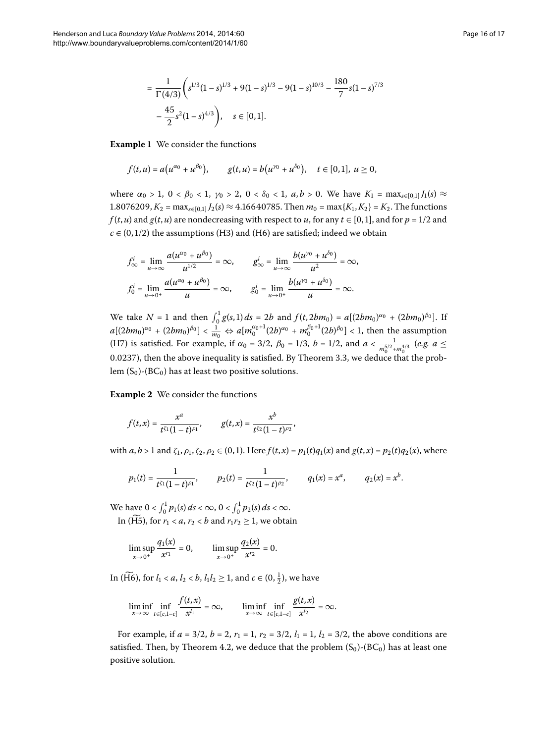$$= \frac{1}{\Gamma(4/3)}\left(s^{1/3}(1-s)^{1/3} + 9(1-s)^{1/3} - 9(1-s)^{10/3} - \frac{180}{7}s(1-s)^{7/3} - \frac{45}{2}s^2(1-s)^{4/3}\right), \quad s \in [0,1].$$

**Example 1** We consider the functions

$$f(t,u) = a\big(u^{\alpha_0} + u^{\beta_0}\big), \qquad g(t,u) = b\big(u^{\gamma_0} + u^{\delta_0}\big), \quad t \in [0,1],\ u \ge 0,$$

where $\alpha_0 > 1$, $0 < \beta_0 < 1$, $\gamma_0 > 2$, $0 < \delta_0 < 1$, $a, b > 0$. We have $K_1 = \max_{s\in[0,1]} J_1(s) \approx 1.8076209$, $K_2 = \max_{s\in[0,1]} J_2(s) \approx 4.16640785$. Then $m_0 = \max\{K_1, K_2\} = K_2$. The functions $f(t,u)$ and $g(t,u)$ are nondecreasing with respect to $u$, for any $t \in [0,1]$, and for $p = 1/2$ and $c \in (0, 1/2)$ the assumptions (H3) and (H6) are satisfied; indeed we obtain

$$f_\infty^i = \lim_{u\to\infty} \frac{a(u^{\alpha_0} + u^{\beta_0})}{u^{1/2}} = \infty, \qquad g_\infty^i = \lim_{u\to\infty} \frac{b(u^{\gamma_0} + u^{\delta_0})}{u^2} = \infty,$$

$$f_0^i = \lim_{u\to 0^+} \frac{a(u^{\alpha_0} + u^{\beta_0})}{u} = \infty, \qquad g_0^i = \lim_{u\to 0^+} \frac{b(u^{\gamma_0} + u^{\delta_0})}{u} = \infty.$$

We take $N = 1$ and then $\int_0^1 g(s,1)\,ds = 2b$ and $f(t, 2bm_0) = a[(2bm_0)^{\alpha_0} + (2bm_0)^{\beta_0}]$. If $a[(2bm_0)^{\alpha_0} + (2bm_0)^{\beta_0}] < \frac{1}{m_0} \Leftrightarrow a[m_0^{\alpha_0+1}(2b)^{\alpha_0} + m_0^{\beta_0+1}(2b)^{\beta_0}] < 1$, then the assumption (H7) is satisfied. For example, if $\alpha_0 = 3/2$, $\beta_0 = 1/3$, $b = 1/2$, and $a < \frac{1}{m_0^{5/2} + m_0^{4/3}}$ (*e.g.* $a \le 0.0237$), then the above inequality is satisfied. By Theorem 3.3, we deduce that the problem ($S_0$)-($BC_0$) has at least two positive solutions.

**Example 2** We consider the functions

$$f(t,x) = \frac{x^a}{t^{\zeta_1}(1-t)^{\rho_1}}, \qquad g(t,x) = \frac{x^b}{t^{\zeta_2}(1-t)^{\rho_2}},$$

with $a, b > 1$ and $\zeta_1, \rho_1, \zeta_2, \rho_2 \in (0,1)$. Here $f(t,x) = p_1(t)q_1(x)$ and $g(t,x) = p_2(t)q_2(x)$, where

$$p_1(t) = \frac{1}{t^{\zeta_1}(1-t)^{\rho_1}}, \qquad p_2(t) = \frac{1}{t^{\zeta_2}(1-t)^{\rho_2}}, \qquad q_1(x) = x^a, \qquad q_2(x) = x^b.$$

We have $0 < \int_0^1 p_1(s)\,ds < \infty$, $0 < \int_0^1 p_2(s)\,ds < \infty$.

In ($\widetilde{\text{H5}}$), for $r_1 < a$, $r_2 < b$ and $r_1 r_2 \ge 1$, we obtain

$$\limsup_{x\to 0^+} \frac{q_1(x)}{x^{r_1}} = 0, \qquad \limsup_{x\to 0^+} \frac{q_2(x)}{x^{r_2}} = 0.$$

In ($\widetilde{\text{H6}}$), for $l_1 < a$, $l_2 < b$, $l_1 l_2 \ge 1$, and $c \in (0, \frac{1}{2})$, we have

$$\liminf_{x\to\infty} \inf_{t\in[c,1-c]} \frac{f(t,x)}{x^{l_1}} = \infty, \qquad \liminf_{x\to\infty} \inf_{t\in[c,1-c]} \frac{g(t,x)}{x^{l_2}} = \infty.$$

For example, if $a = 3/2$, $b = 2$, $r_1 = 1$, $r_2 = 3/2$, $l_1 = 1$, $l_2 = 3/2$, the above conditions are satisfied. Then, by Theorem 4.2, we deduce that the problem ($S_0$)-($BC_0$) has at least one positive solution.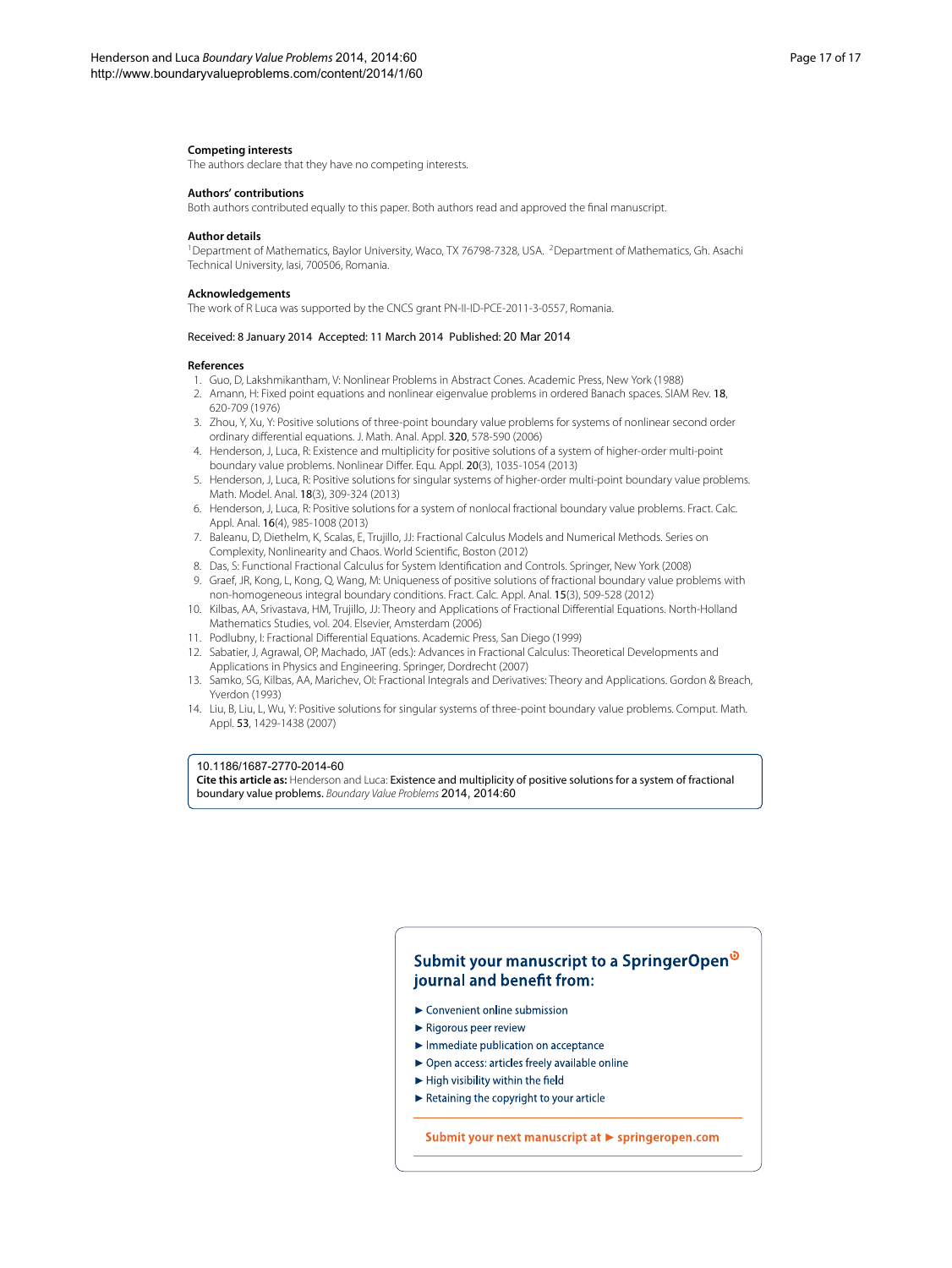#### Competing interests

The authors declare that they have no competing interests.

#### Authors' contributions

Both authors contributed equally to this paper. Both authors read and approved the final manuscript.

#### Author details

[1]Department of Mathematics, Baylor University, Waco, TX 76798-7328, USA. [2]Department of Mathematics, Gh. Asachi Technical University, Iasi, 700506, Romania.

#### Acknowledgements

The work of R Luca was supported by the CNCS grant PN-II-ID-PCE-2011-3-0557, Romania.

Received: 8 January 2014 Accepted: 11 March 2014 Published: 20 Mar 2014

#### References

1. Guo, D, Lakshmikantham, V: Nonlinear Problems in Abstract Cones. Academic Press, New York (1988)
2. Amann, H: Fixed point equations and nonlinear eigenvalue problems in ordered Banach spaces. SIAM Rev. **18**, 620-709 (1976)
3. Zhou, Y, Xu, Y: Positive solutions of three-point boundary value problems for systems of nonlinear second order ordinary differential equations. J. Math. Anal. Appl. **320**, 578-590 (2006)
4. Henderson, J, Luca, R: Existence and multiplicity for positive solutions of a system of higher-order multi-point boundary value problems. Nonlinear Differ. Equ. Appl. **20**(3), 1035-1054 (2013)
5. Henderson, J, Luca, R: Positive solutions for singular systems of higher-order multi-point boundary value problems. Math. Model. Anal. **18**(3), 309-324 (2013)
6. Henderson, J, Luca, R: Positive solutions for a system of nonlocal fractional boundary value problems. Fract. Calc. Appl. Anal. **16**(4), 985-1008 (2013)
7. Baleanu, D, Diethelm, K, Scalas, E, Trujillo, JJ: Fractional Calculus Models and Numerical Methods. Series on Complexity, Nonlinearity and Chaos. World Scientific, Boston (2012)
8. Das, S: Functional Fractional Calculus for System Identification and Controls. Springer, New York (2008)
9. Graef, JR, Kong, L, Kong, Q, Wang, M: Uniqueness of positive solutions of fractional boundary value problems with non-homogeneous integral boundary conditions. Fract. Calc. Appl. Anal. **15**(3), 509-528 (2012)
10. Kilbas, AA, Srivastava, HM, Trujillo, JJ: Theory and Applications of Fractional Differential Equations. North-Holland Mathematics Studies, vol. 204. Elsevier, Amsterdam (2006)
11. Podlubny, I: Fractional Differential Equations. Academic Press, San Diego (1999)
12. Sabatier, J, Agrawal, OP, Machado, JAT (eds.): Advances in Fractional Calculus: Theoretical Developments and Applications in Physics and Engineering. Springer, Dordrecht (2007)
13. Samko, SG, Kilbas, AA, Marichev, OI: Fractional Integrals and Derivatives: Theory and Applications. Gordon & Breach, Yverdon (1993)
14. Liu, B, Liu, L, Wu, Y: Positive solutions for singular systems of three-point boundary value problems. Comput. Math. Appl. **53**, 1429-1438 (2007)

10.1186/1687-2770-2014-60
**Cite this article as:** Henderson and Luca: Existence and multiplicity of positive solutions for a system of fractional boundary value problems. *Boundary Value Problems* 2014, 2014:60

**Submit your manuscript to a SpringerOpen journal and benefit from:**

- Convenient online submission
- Rigorous peer review
- Immediate publication on acceptance
- Open access: articles freely available online
- High visibility within the field
- Retaining the copyright to your article

**Submit your next manuscript at ► springeropen.com**